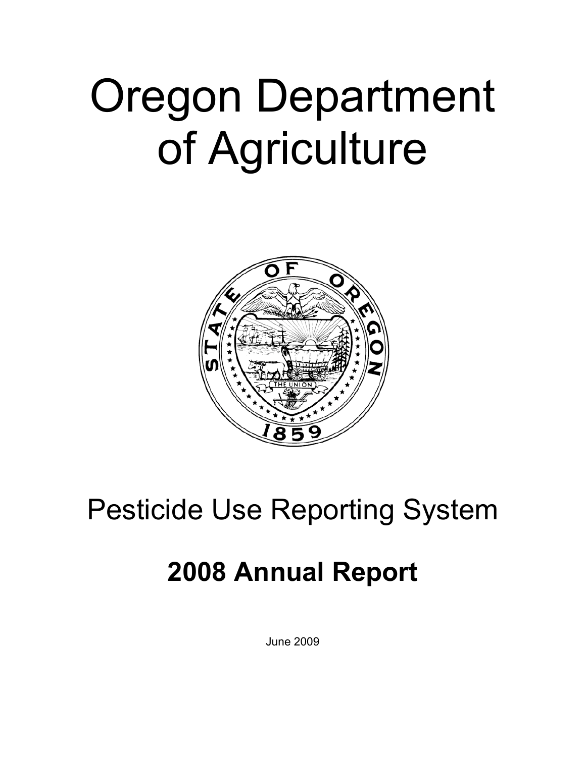# Oregon Department of Agriculture

Pesticide Use Reporting System

## 2008 Annual Report

June 2009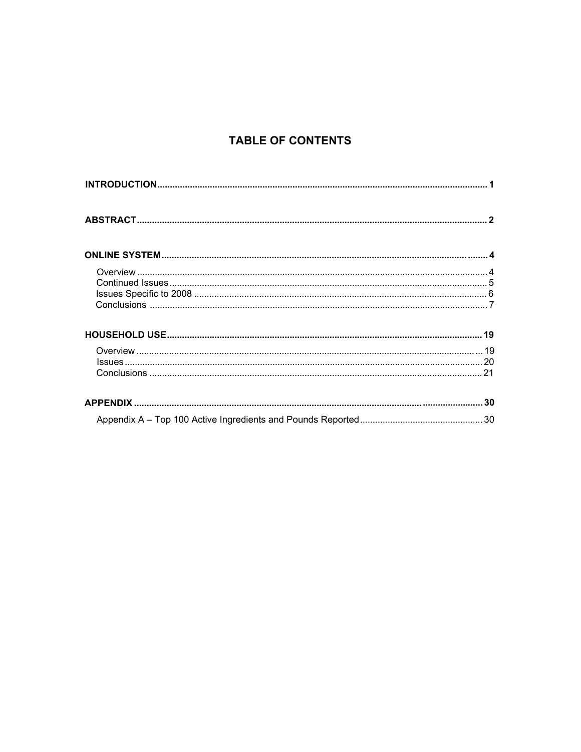# TABLE OF CONTENTS

**INTRODUCTION** .................................................................. **1**

**ABSTRACT** .................................................................. **2**

**ONLINE SYSTEM** .................................................................. **4**

- Overview .................................................................. 4
- Continued Issues .................................................................. 5
- Issues Specific to 2008 .................................................................. 6
- Conclusions .................................................................. 7

**HOUSEHOLD USE** .................................................................. **19**

- Overview .................................................................. 19
- Issues .................................................................. 20
- Conclusions .................................................................. 21

**APPENDIX** .................................................................. **30**

- Appendix A – Top 100 Active Ingredients and Pounds Reported .................................................................. 30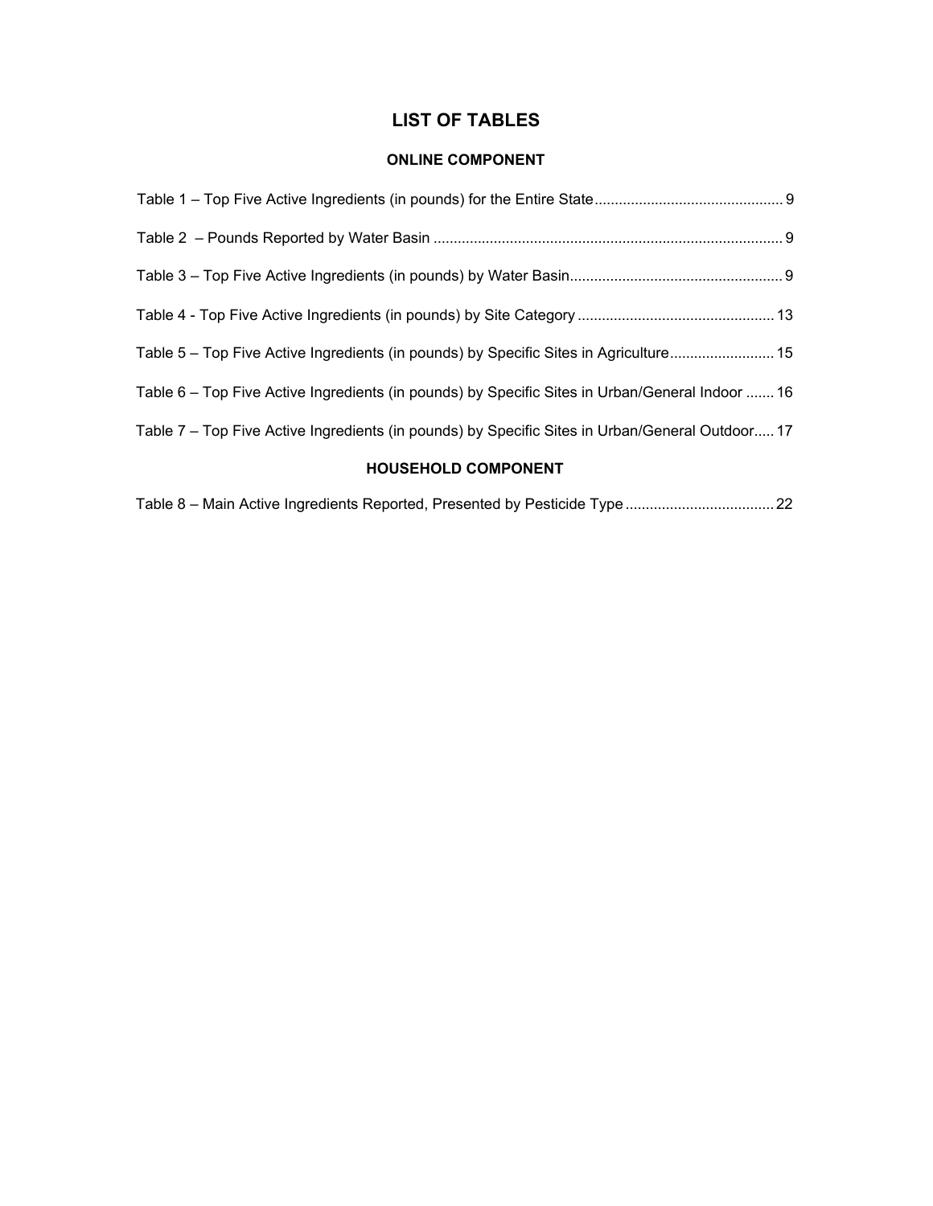# LIST OF TABLES

## ONLINE COMPONENT

Table 1 – Top Five Active Ingredients (in pounds) for the Entire State .............................................. 9

Table 2 – Pounds Reported by Water Basin ..................................................................................... 9

Table 3 – Top Five Active Ingredients (in pounds) by Water Basin.................................................... 9

Table 4 - Top Five Active Ingredients (in pounds) by Site Category ................................................ 13

Table 5 – Top Five Active Ingredients (in pounds) by Specific Sites in Agriculture.......................... 15

Table 6 – Top Five Active Ingredients (in pounds) by Specific Sites in Urban/General Indoor ....... 16

Table 7 – Top Five Active Ingredients (in pounds) by Specific Sites in Urban/General Outdoor..... 17

## HOUSEHOLD COMPONENT

Table 8 – Main Active Ingredients Reported, Presented by Pesticide Type .................................... 22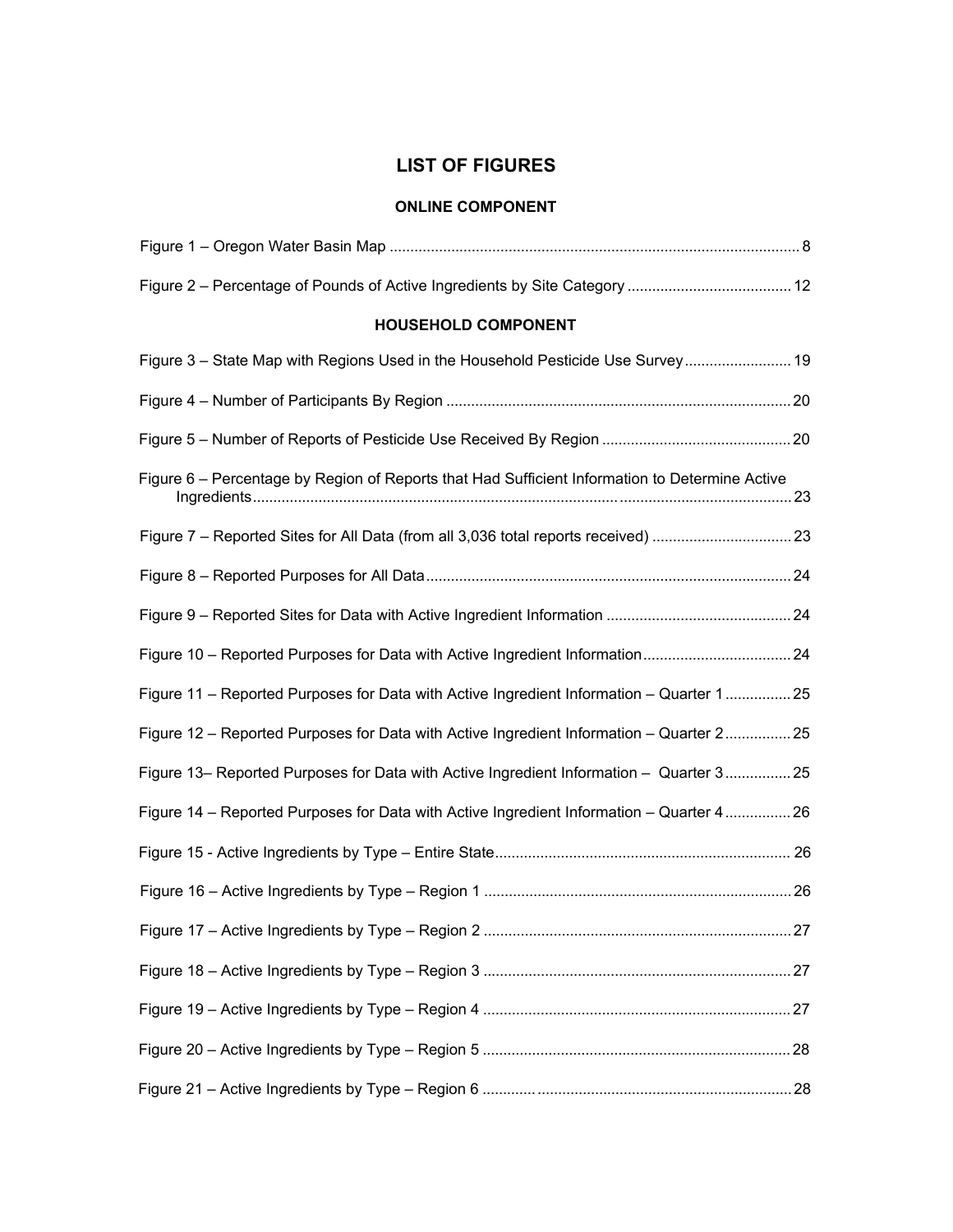# LIST OF FIGURES

## ONLINE COMPONENT

Figure 1 – Oregon Water Basin Map ........................................................................................................ 8

Figure 2 – Percentage of Pounds of Active Ingredients by Site Category ........................................ 12

## HOUSEHOLD COMPONENT

Figure 3 – State Map with Regions Used in the Household Pesticide Use Survey .......................... 19

Figure 4 – Number of Participants By Region ................................................................................... 20

Figure 5 – Number of Reports of Pesticide Use Received By Region .............................................. 20

Figure 6 – Percentage by Region of Reports that Had Sufficient Information to Determine Active Ingredients ............................................................................................................................. 23

Figure 7 – Reported Sites for All Data (from all 3,036 total reports received) .................................. 23

Figure 8 – Reported Purposes for All Data ........................................................................................ 24

Figure 9 – Reported Sites for Data with Active Ingredient Information ............................................. 24

Figure 10 – Reported Purposes for Data with Active Ingredient Information .................................... 24

Figure 11 – Reported Purposes for Data with Active Ingredient Information – Quarter 1 ................ 25

Figure 12 – Reported Purposes for Data with Active Ingredient Information – Quarter 2 ................ 25

Figure 13– Reported Purposes for Data with Active Ingredient Information – Quarter 3 ................ 25

Figure 14 – Reported Purposes for Data with Active Ingredient Information – Quarter 4 ................ 26

Figure 15 - Active Ingredients by Type – Entire State ....................................................................... 26

Figure 16 – Active Ingredients by Type – Region 1 ........................................................................... 26

Figure 17 – Active Ingredients by Type – Region 2 ........................................................................... 27

Figure 18 – Active Ingredients by Type – Region 3 ........................................................................... 27

Figure 19 – Active Ingredients by Type – Region 4 ........................................................................... 27

Figure 20 – Active Ingredients by Type – Region 5 ........................................................................... 28

Figure 21 – Active Ingredients by Type – Region 6 ........................................................................... 28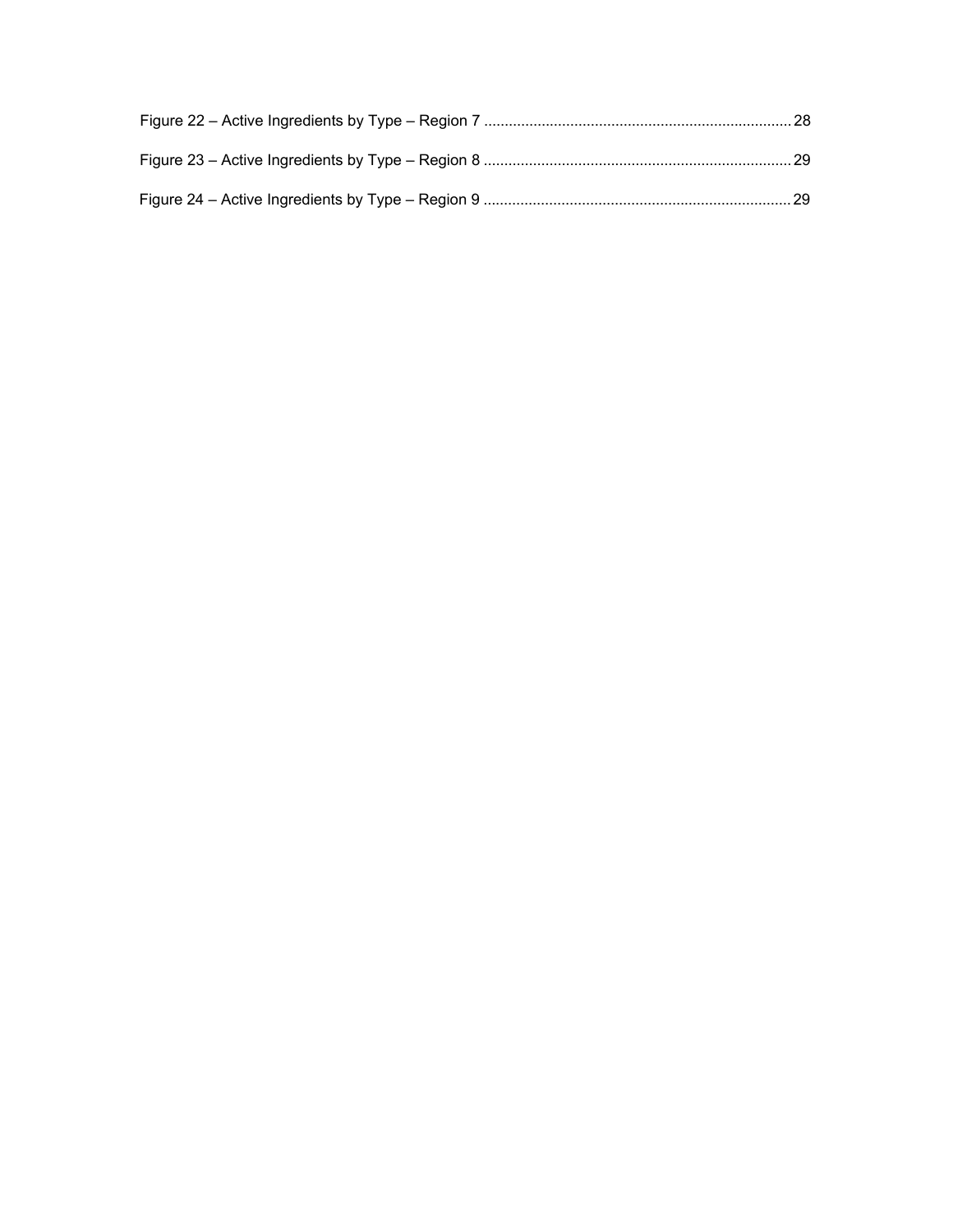Figure 22 – Active Ingredients by Type – Region 7 .......................................................................... 28

Figure 23 – Active Ingredients by Type – Region 8 .......................................................................... 29

Figure 24 – Active Ingredients by Type – Region 9 .......................................................................... 29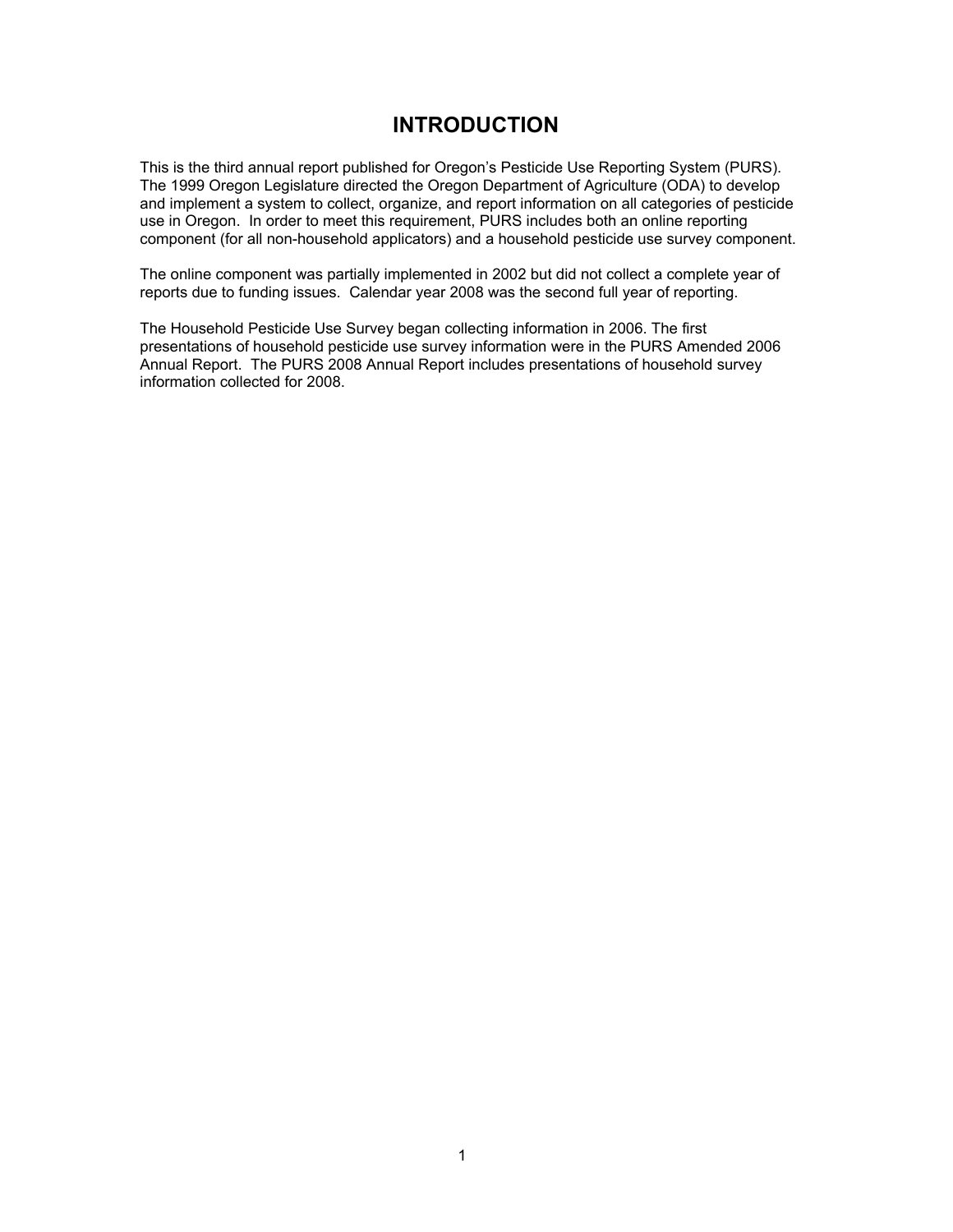# INTRODUCTION

This is the third annual report published for Oregon's Pesticide Use Reporting System (PURS). The 1999 Oregon Legislature directed the Oregon Department of Agriculture (ODA) to develop and implement a system to collect, organize, and report information on all categories of pesticide use in Oregon. In order to meet this requirement, PURS includes both an online reporting component (for all non-household applicators) and a household pesticide use survey component.

The online component was partially implemented in 2002 but did not collect a complete year of reports due to funding issues. Calendar year 2008 was the second full year of reporting.

The Household Pesticide Use Survey began collecting information in 2006. The first presentations of household pesticide use survey information were in the PURS Amended 2006 Annual Report. The PURS 2008 Annual Report includes presentations of household survey information collected for 2008.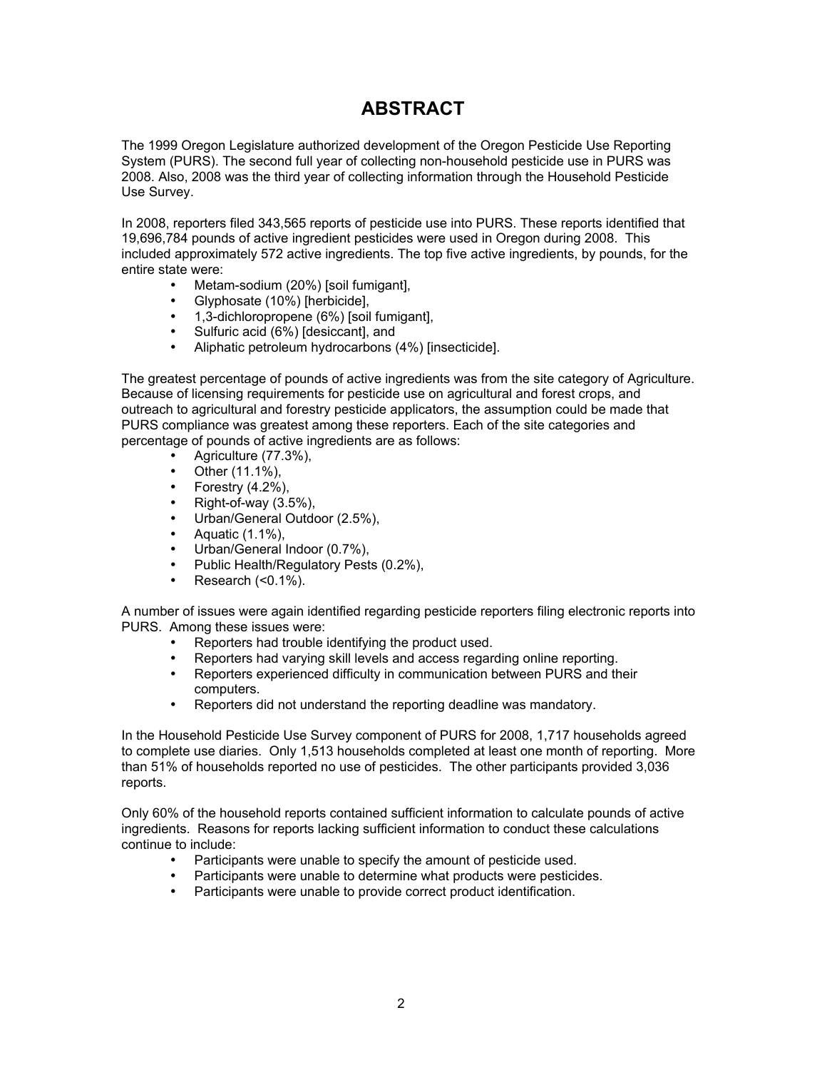# ABSTRACT

The 1999 Oregon Legislature authorized development of the Oregon Pesticide Use Reporting System (PURS). The second full year of collecting non-household pesticide use in PURS was 2008. Also, 2008 was the third year of collecting information through the Household Pesticide Use Survey.

In 2008, reporters filed 343,565 reports of pesticide use into PURS. These reports identified that 19,696,784 pounds of active ingredient pesticides were used in Oregon during 2008. This included approximately 572 active ingredients. The top five active ingredients, by pounds, for the entire state were:

- Metam-sodium (20%) [soil fumigant],
- Glyphosate (10%) [herbicide],
- 1,3-dichloropropene (6%) [soil fumigant],
- Sulfuric acid (6%) [desiccant], and
- Aliphatic petroleum hydrocarbons (4%) [insecticide].

The greatest percentage of pounds of active ingredients was from the site category of Agriculture. Because of licensing requirements for pesticide use on agricultural and forest crops, and outreach to agricultural and forestry pesticide applicators, the assumption could be made that PURS compliance was greatest among these reporters. Each of the site categories and percentage of pounds of active ingredients are as follows:

- Agriculture (77.3%),
- Other (11.1%),
- Forestry (4.2%),
- Right-of-way (3.5%),
- Urban/General Outdoor (2.5%),
- Aquatic (1.1%),
- Urban/General Indoor (0.7%),
- Public Health/Regulatory Pests (0.2%),
- Research (<0.1%).

A number of issues were again identified regarding pesticide reporters filing electronic reports into PURS. Among these issues were:

- Reporters had trouble identifying the product used.
- Reporters had varying skill levels and access regarding online reporting.
- Reporters experienced difficulty in communication between PURS and their computers.
- Reporters did not understand the reporting deadline was mandatory.

In the Household Pesticide Use Survey component of PURS for 2008, 1,717 households agreed to complete use diaries. Only 1,513 households completed at least one month of reporting. More than 51% of households reported no use of pesticides. The other participants provided 3,036 reports.

Only 60% of the household reports contained sufficient information to calculate pounds of active ingredients. Reasons for reports lacking sufficient information to conduct these calculations continue to include:

- Participants were unable to specify the amount of pesticide used.
- Participants were unable to determine what products were pesticides.
- Participants were unable to provide correct product identification.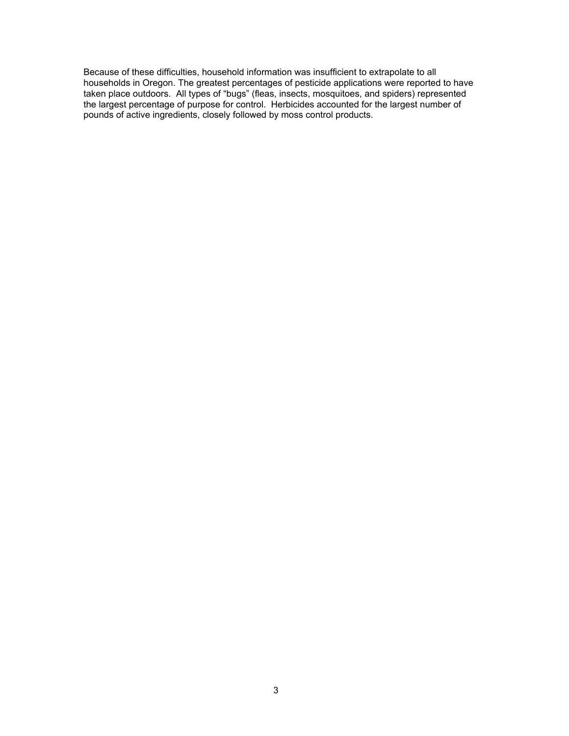Because of these difficulties, household information was insufficient to extrapolate to all households in Oregon. The greatest percentages of pesticide applications were reported to have taken place outdoors. All types of "bugs" (fleas, insects, mosquitoes, and spiders) represented the largest percentage of purpose for control. Herbicides accounted for the largest number of pounds of active ingredients, closely followed by moss control products.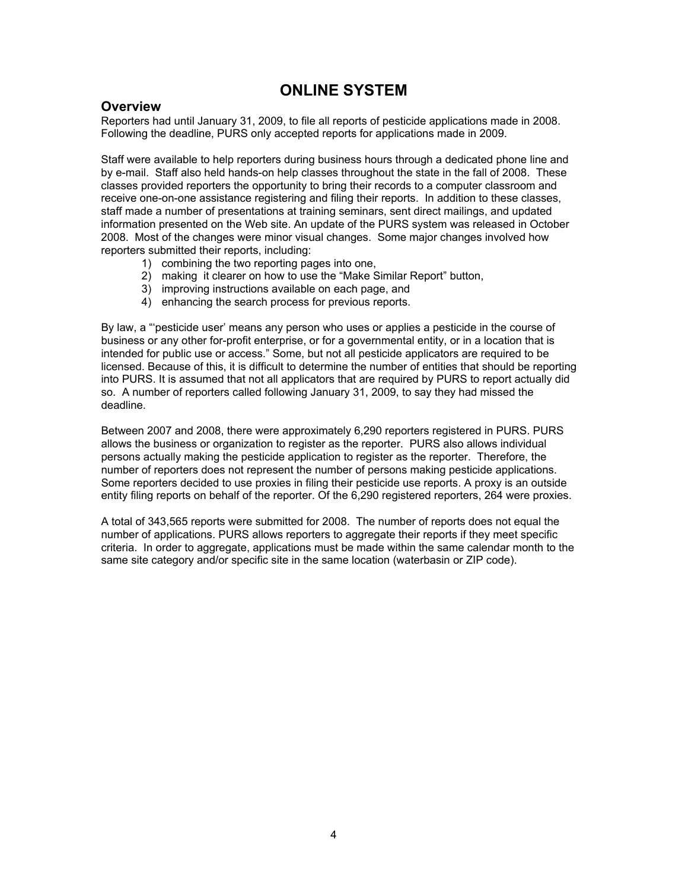# ONLINE SYSTEM

## Overview

Reporters had until January 31, 2009, to file all reports of pesticide applications made in 2008. Following the deadline, PURS only accepted reports for applications made in 2009.

Staff were available to help reporters during business hours through a dedicated phone line and by e-mail. Staff also held hands-on help classes throughout the state in the fall of 2008. These classes provided reporters the opportunity to bring their records to a computer classroom and receive one-on-one assistance registering and filing their reports. In addition to these classes, staff made a number of presentations at training seminars, sent direct mailings, and updated information presented on the Web site. An update of the PURS system was released in October 2008. Most of the changes were minor visual changes. Some major changes involved how reporters submitted their reports, including:

1) combining the two reporting pages into one,
2) making it clearer on how to use the "Make Similar Report" button,
3) improving instructions available on each page, and
4) enhancing the search process for previous reports.

By law, a "'pesticide user' means any person who uses or applies a pesticide in the course of business or any other for-profit enterprise, or for a governmental entity, or in a location that is intended for public use or access." Some, but not all pesticide applicators are required to be licensed. Because of this, it is difficult to determine the number of entities that should be reporting into PURS. It is assumed that not all applicators that are required by PURS to report actually did so. A number of reporters called following January 31, 2009, to say they had missed the deadline.

Between 2007 and 2008, there were approximately 6,290 reporters registered in PURS. PURS allows the business or organization to register as the reporter. PURS also allows individual persons actually making the pesticide application to register as the reporter. Therefore, the number of reporters does not represent the number of persons making pesticide applications. Some reporters decided to use proxies in filing their pesticide use reports. A proxy is an outside entity filing reports on behalf of the reporter. Of the 6,290 registered reporters, 264 were proxies.

A total of 343,565 reports were submitted for 2008. The number of reports does not equal the number of applications. PURS allows reporters to aggregate their reports if they meet specific criteria. In order to aggregate, applications must be made within the same calendar month to the same site category and/or specific site in the same location (waterbasin or ZIP code).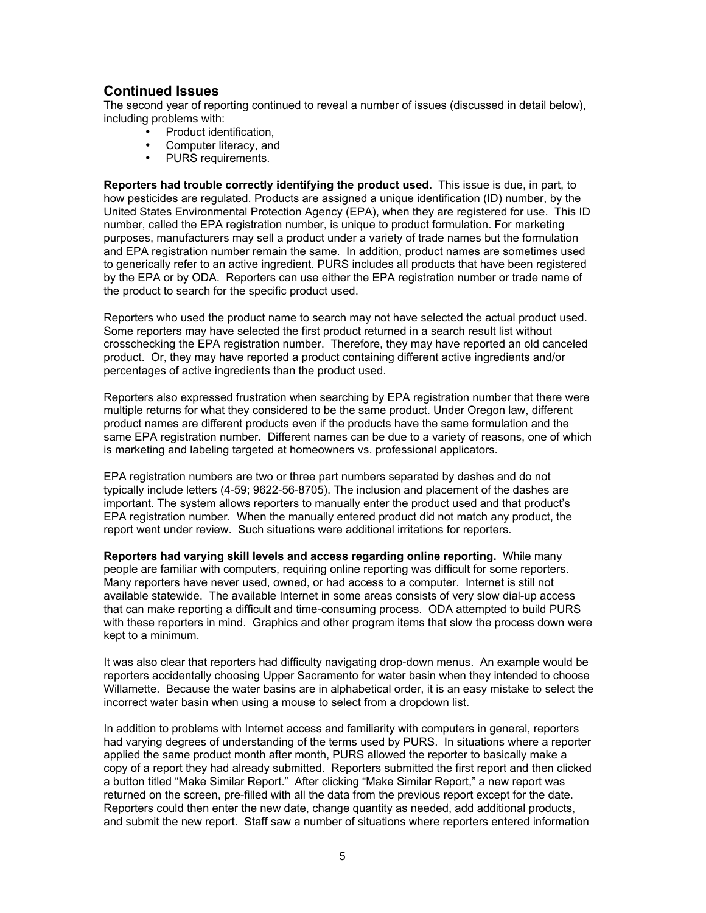## Continued Issues

The second year of reporting continued to reveal a number of issues (discussed in detail below), including problems with:

- Product identification,
- Computer literacy, and
- PURS requirements.

**Reporters had trouble correctly identifying the product used.** This issue is due, in part, to how pesticides are regulated. Products are assigned a unique identification (ID) number, by the United States Environmental Protection Agency (EPA), when they are registered for use. This ID number, called the EPA registration number, is unique to product formulation. For marketing purposes, manufacturers may sell a product under a variety of trade names but the formulation and EPA registration number remain the same. In addition, product names are sometimes used to generically refer to an active ingredient. PURS includes all products that have been registered by the EPA or by ODA. Reporters can use either the EPA registration number or trade name of the product to search for the specific product used.

Reporters who used the product name to search may not have selected the actual product used. Some reporters may have selected the first product returned in a search result list without crosschecking the EPA registration number. Therefore, they may have reported an old canceled product. Or, they may have reported a product containing different active ingredients and/or percentages of active ingredients than the product used.

Reporters also expressed frustration when searching by EPA registration number that there were multiple returns for what they considered to be the same product. Under Oregon law, different product names are different products even if the products have the same formulation and the same EPA registration number. Different names can be due to a variety of reasons, one of which is marketing and labeling targeted at homeowners vs. professional applicators.

EPA registration numbers are two or three part numbers separated by dashes and do not typically include letters (4-59; 9622-56-8705). The inclusion and placement of the dashes are important. The system allows reporters to manually enter the product used and that product's EPA registration number. When the manually entered product did not match any product, the report went under review. Such situations were additional irritations for reporters.

**Reporters had varying skill levels and access regarding online reporting.** While many people are familiar with computers, requiring online reporting was difficult for some reporters. Many reporters have never used, owned, or had access to a computer. Internet is still not available statewide. The available Internet in some areas consists of very slow dial-up access that can make reporting a difficult and time-consuming process. ODA attempted to build PURS with these reporters in mind. Graphics and other program items that slow the process down were kept to a minimum.

It was also clear that reporters had difficulty navigating drop-down menus. An example would be reporters accidentally choosing Upper Sacramento for water basin when they intended to choose Willamette. Because the water basins are in alphabetical order, it is an easy mistake to select the incorrect water basin when using a mouse to select from a dropdown list.

In addition to problems with Internet access and familiarity with computers in general, reporters had varying degrees of understanding of the terms used by PURS. In situations where a reporter applied the same product month after month, PURS allowed the reporter to basically make a copy of a report they had already submitted. Reporters submitted the first report and then clicked a button titled "Make Similar Report." After clicking "Make Similar Report," a new report was returned on the screen, pre-filled with all the data from the previous report except for the date. Reporters could then enter the new date, change quantity as needed, add additional products, and submit the new report. Staff saw a number of situations where reporters entered information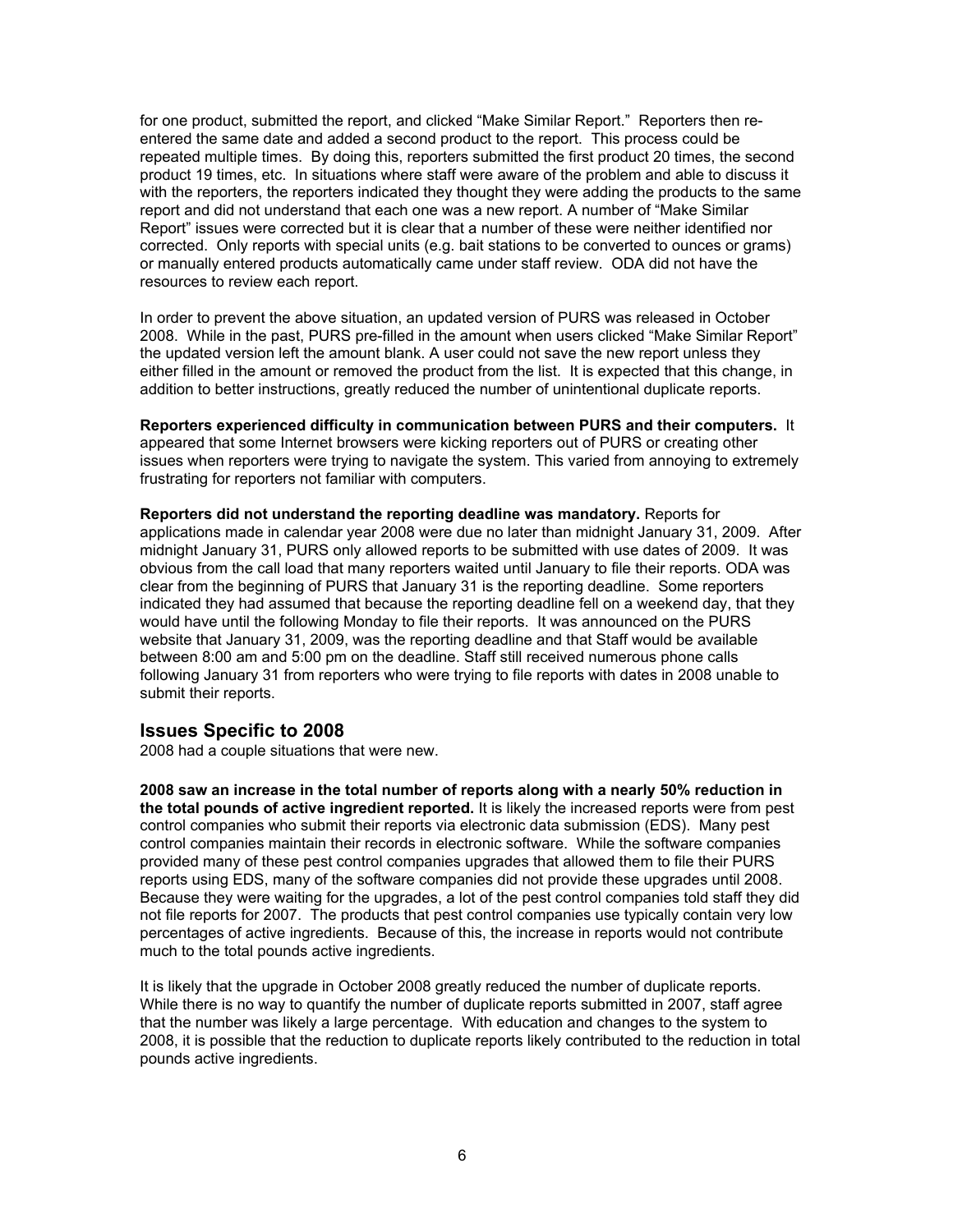for one product, submitted the report, and clicked "Make Similar Report." Reporters then re-entered the same date and added a second product to the report. This process could be repeated multiple times. By doing this, reporters submitted the first product 20 times, the second product 19 times, etc. In situations where staff were aware of the problem and able to discuss it with the reporters, the reporters indicated they thought they were adding the products to the same report and did not understand that each one was a new report. A number of "Make Similar Report" issues were corrected but it is clear that a number of these were neither identified nor corrected. Only reports with special units (e.g. bait stations to be converted to ounces or grams) or manually entered products automatically came under staff review. ODA did not have the resources to review each report.

In order to prevent the above situation, an updated version of PURS was released in October 2008. While in the past, PURS pre-filled in the amount when users clicked "Make Similar Report" the updated version left the amount blank. A user could not save the new report unless they either filled in the amount or removed the product from the list. It is expected that this change, in addition to better instructions, greatly reduced the number of unintentional duplicate reports.

**Reporters experienced difficulty in communication between PURS and their computers.** It appeared that some Internet browsers were kicking reporters out of PURS or creating other issues when reporters were trying to navigate the system. This varied from annoying to extremely frustrating for reporters not familiar with computers.

**Reporters did not understand the reporting deadline was mandatory.** Reports for applications made in calendar year 2008 were due no later than midnight January 31, 2009. After midnight January 31, PURS only allowed reports to be submitted with use dates of 2009. It was obvious from the call load that many reporters waited until January to file their reports. ODA was clear from the beginning of PURS that January 31 is the reporting deadline. Some reporters indicated they had assumed that because the reporting deadline fell on a weekend day, that they would have until the following Monday to file their reports. It was announced on the PURS website that January 31, 2009, was the reporting deadline and that Staff would be available between 8:00 am and 5:00 pm on the deadline. Staff still received numerous phone calls following January 31 from reporters who were trying to file reports with dates in 2008 unable to submit their reports.

## Issues Specific to 2008

2008 had a couple situations that were new.

**2008 saw an increase in the total number of reports along with a nearly 50% reduction in the total pounds of active ingredient reported.** It is likely the increased reports were from pest control companies who submit their reports via electronic data submission (EDS). Many pest control companies maintain their records in electronic software. While the software companies provided many of these pest control companies upgrades that allowed them to file their PURS reports using EDS, many of the software companies did not provide these upgrades until 2008. Because they were waiting for the upgrades, a lot of the pest control companies told staff they did not file reports for 2007. The products that pest control companies use typically contain very low percentages of active ingredients. Because of this, the increase in reports would not contribute much to the total pounds active ingredients.

It is likely that the upgrade in October 2008 greatly reduced the number of duplicate reports. While there is no way to quantify the number of duplicate reports submitted in 2007, staff agree that the number was likely a large percentage. With education and changes to the system to 2008, it is possible that the reduction to duplicate reports likely contributed to the reduction in total pounds active ingredients.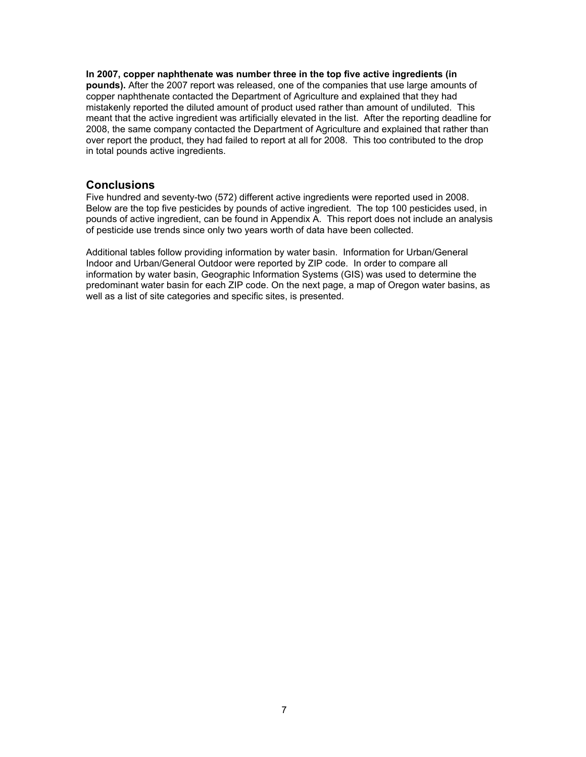**In 2007, copper naphthenate was number three in the top five active ingredients (in pounds).** After the 2007 report was released, one of the companies that use large amounts of copper naphthenate contacted the Department of Agriculture and explained that they had mistakenly reported the diluted amount of product used rather than amount of undiluted. This meant that the active ingredient was artificially elevated in the list. After the reporting deadline for 2008, the same company contacted the Department of Agriculture and explained that rather than over report the product, they had failed to report at all for 2008. This too contributed to the drop in total pounds active ingredients.

## Conclusions

Five hundred and seventy-two (572) different active ingredients were reported used in 2008. Below are the top five pesticides by pounds of active ingredient. The top 100 pesticides used, in pounds of active ingredient, can be found in Appendix A. This report does not include an analysis of pesticide use trends since only two years worth of data have been collected.

Additional tables follow providing information by water basin. Information for Urban/General Indoor and Urban/General Outdoor were reported by ZIP code. In order to compare all information by water basin, Geographic Information Systems (GIS) was used to determine the predominant water basin for each ZIP code. On the next page, a map of Oregon water basins, as well as a list of site categories and specific sites, is presented.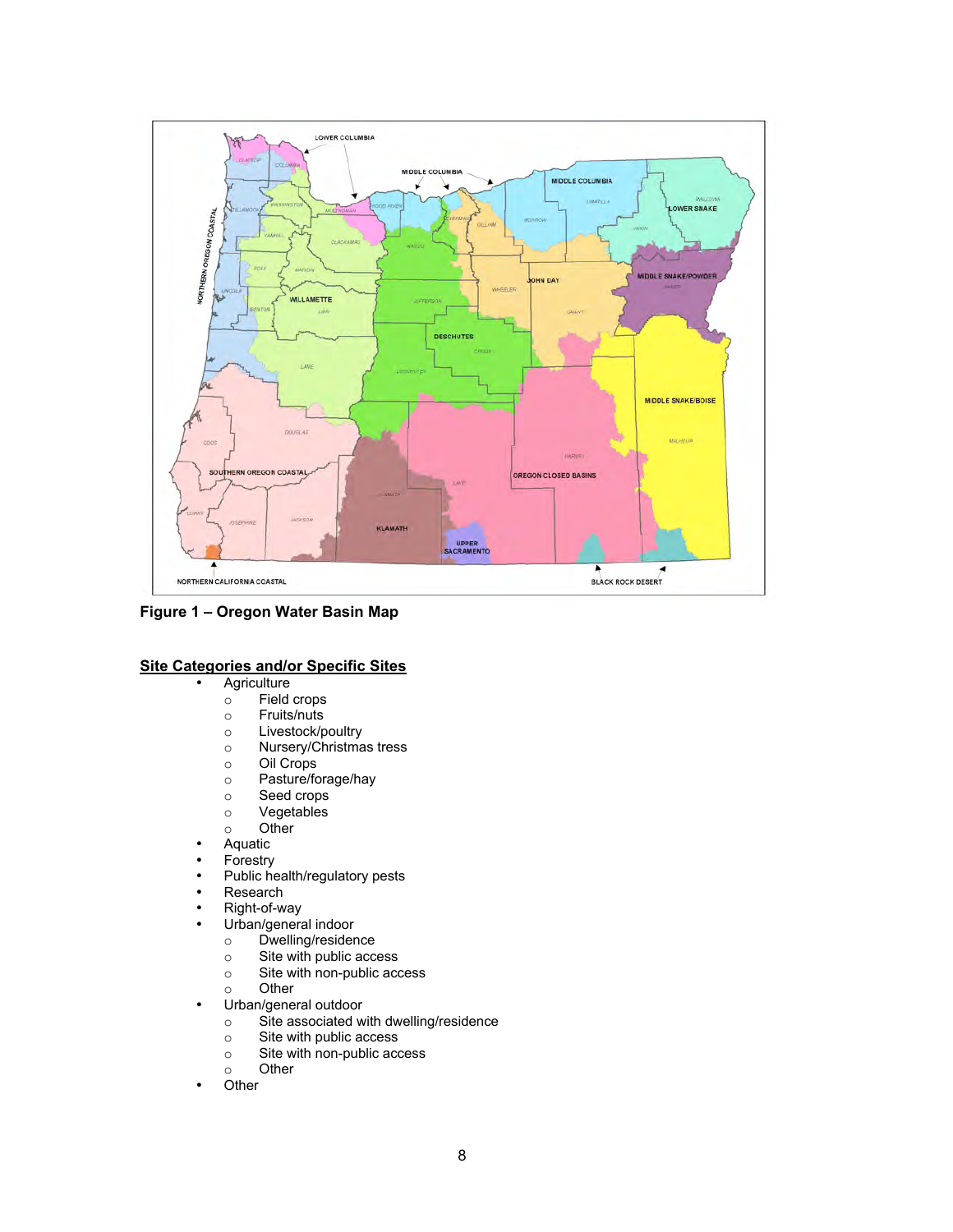LOWER COLUMBIA
MIDDLE COLUMBIA
MIDDLE COLUMBIA
LOWER SNAKE
NORTHERN OREGON COASTAL
WILLAMETTE
DESCHUTES
JOHN DAY
MIDDLE SNAKE/POWDER
MIDDLE SNAKE/BOISE
SOUTHERN OREGON COASTAL
OREGON CLOSED BASINS
KLAMATH
UPPER SACRAMENTO
NORTHERN CALIFORNIA COASTAL
BLACK ROCK DESERT

**Figure 1 – Oregon Water Basin Map**

## Site Categories and/or Specific Sites

- Agriculture
  - Field crops
  - Fruits/nuts
  - Livestock/poultry
  - Nursery/Christmas tress
  - Oil Crops
  - Pasture/forage/hay
  - Seed crops
  - Vegetables
  - Other
- Aquatic
- Forestry
- Public health/regulatory pests
- Research
- Right-of-way
- Urban/general indoor
  - Dwelling/residence
  - Site with public access
  - Site with non-public access
  - Other
- Urban/general outdoor
  - Site associated with dwelling/residence
  - Site with public access
  - Site with non-public access
  - Other
- Other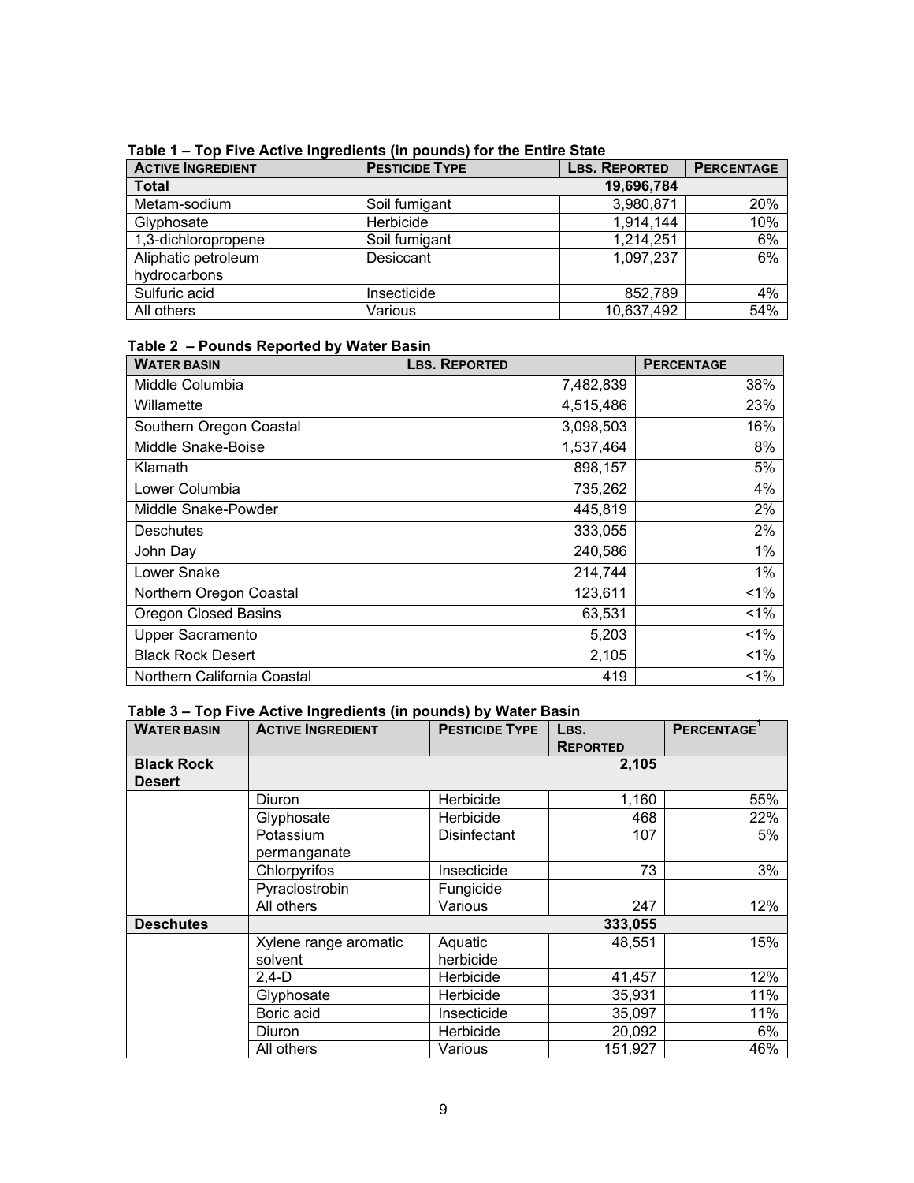**Table 1 – Top Five Active Ingredients (in pounds) for the Entire State**

| ACTIVE INGREDIENT | PESTICIDE TYPE | LBS. REPORTED | PERCENTAGE |
|---|---|---|---|
| **Total** | | **19,696,784** | |
| Metam-sodium | Soil fumigant | 3,980,871 | 20% |
| Glyphosate | Herbicide | 1,914,144 | 10% |
| 1,3-dichloropropene | Soil fumigant | 1,214,251 | 6% |
| Aliphatic petroleum hydrocarbons | Desiccant | 1,097,237 | 6% |
| Sulfuric acid | Insecticide | 852,789 | 4% |
| All others | Various | 10,637,492 | 54% |

**Table 2 – Pounds Reported by Water Basin**

| WATER BASIN | LBS. REPORTED | PERCENTAGE |
|---|---|---|
| Middle Columbia | 7,482,839 | 38% |
| Willamette | 4,515,486 | 23% |
| Southern Oregon Coastal | 3,098,503 | 16% |
| Middle Snake-Boise | 1,537,464 | 8% |
| Klamath | 898,157 | 5% |
| Lower Columbia | 735,262 | 4% |
| Middle Snake-Powder | 445,819 | 2% |
| Deschutes | 333,055 | 2% |
| John Day | 240,586 | 1% |
| Lower Snake | 214,744 | 1% |
| Northern Oregon Coastal | 123,611 | <1% |
| Oregon Closed Basins | 63,531 | <1% |
| Upper Sacramento | 5,203 | <1% |
| Black Rock Desert | 2,105 | <1% |
| Northern California Coastal | 419 | <1% |

**Table 3 – Top Five Active Ingredients (in pounds) by Water Basin**

| WATER BASIN | ACTIVE INGREDIENT | PESTICIDE TYPE | LBS. REPORTED | PERCENTAGE[1] |
|---|---|---|---|---|
| **Black Rock Desert** | | | **2,105** | |
| | Diuron | Herbicide | 1,160 | 55% |
| | Glyphosate | Herbicide | 468 | 22% |
| | Potassium permanganate | Disinfectant | 107 | 5% |
| | Chlorpyrifos | Insecticide | 73 | 3% |
| | Pyraclostrobin | Fungicide | | |
| | All others | Various | 247 | 12% |
| **Deschutes** | | | **333,055** | |
| | Xylene range aromatic solvent | Aquatic herbicide | 48,551 | 15% |
| | 2,4-D | Herbicide | 41,457 | 12% |
| | Glyphosate | Herbicide | 35,931 | 11% |
| | Boric acid | Insecticide | 35,097 | 11% |
| | Diuron | Herbicide | 20,092 | 6% |
| | All others | Various | 151,927 | 46% |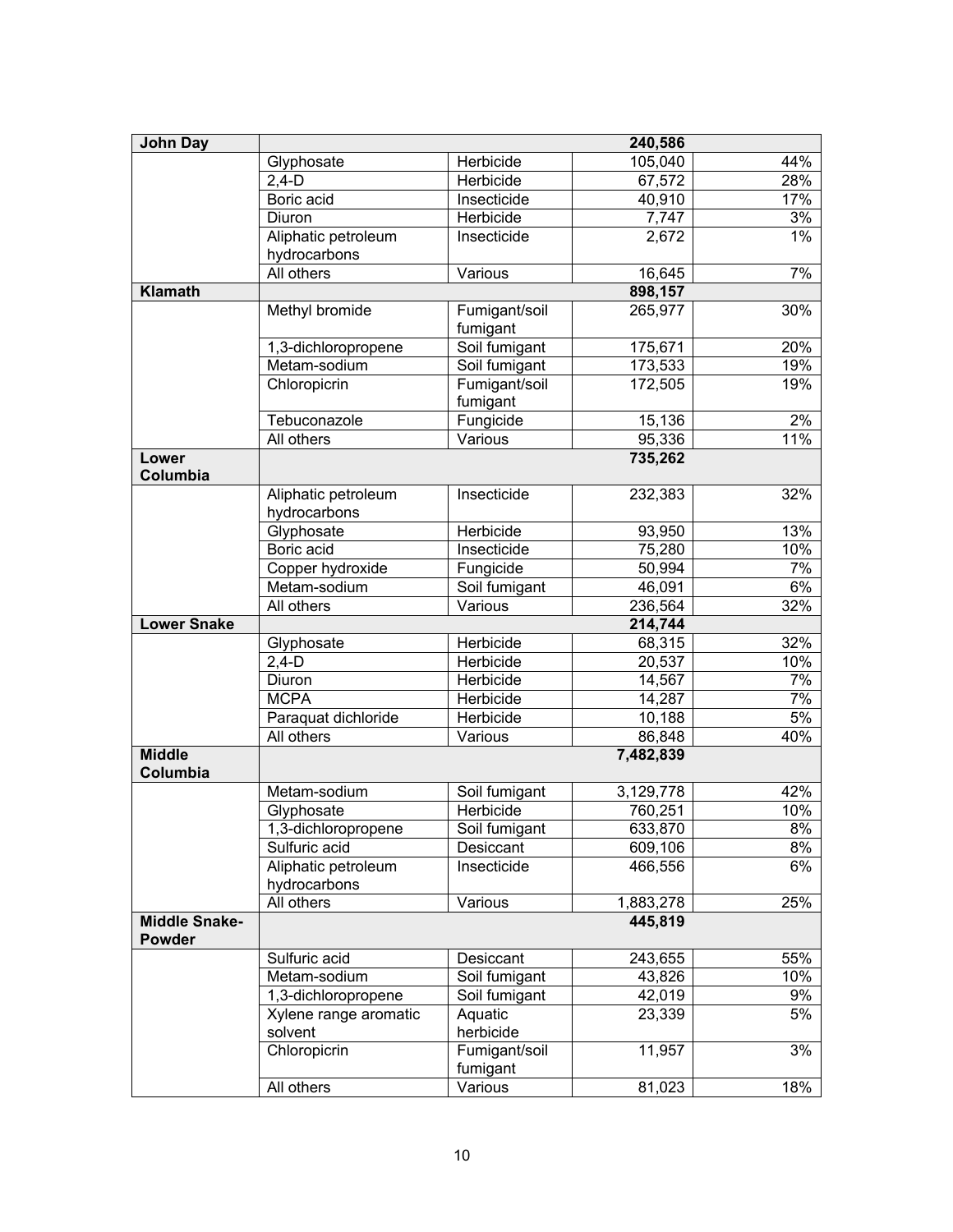| John Day | | | 240,586 | |
|---|---|---|---|---|
| | Glyphosate | Herbicide | 105,040 | 44% |
| | 2,4-D | Herbicide | 67,572 | 28% |
| | Boric acid | Insecticide | 40,910 | 17% |
| | Diuron | Herbicide | 7,747 | 3% |
| | Aliphatic petroleum hydrocarbons | Insecticide | 2,672 | 1% |
| | All others | Various | 16,645 | 7% |
| **Klamath** | | | **898,157** | |
| | Methyl bromide | Fumigant/soil fumigant | 265,977 | 30% |
| | 1,3-dichloropropene | Soil fumigant | 175,671 | 20% |
| | Metam-sodium | Soil fumigant | 173,533 | 19% |
| | Chloropicrin | Fumigant/soil fumigant | 172,505 | 19% |
| | Tebuconazole | Fungicide | 15,136 | 2% |
| | All others | Various | 95,336 | 11% |
| **Lower Columbia** | | | **735,262** | |
| | Aliphatic petroleum hydrocarbons | Insecticide | 232,383 | 32% |
| | Glyphosate | Herbicide | 93,950 | 13% |
| | Boric acid | Insecticide | 75,280 | 10% |
| | Copper hydroxide | Fungicide | 50,994 | 7% |
| | Metam-sodium | Soil fumigant | 46,091 | 6% |
| | All others | Various | 236,564 | 32% |
| **Lower Snake** | | | **214,744** | |
| | Glyphosate | Herbicide | 68,315 | 32% |
| | 2,4-D | Herbicide | 20,537 | 10% |
| | Diuron | Herbicide | 14,567 | 7% |
| | MCPA | Herbicide | 14,287 | 7% |
| | Paraquat dichloride | Herbicide | 10,188 | 5% |
| | All others | Various | 86,848 | 40% |
| **Middle Columbia** | | | **7,482,839** | |
| | Metam-sodium | Soil fumigant | 3,129,778 | 42% |
| | Glyphosate | Herbicide | 760,251 | 10% |
| | 1,3-dichloropropene | Soil fumigant | 633,870 | 8% |
| | Sulfuric acid | Desiccant | 609,106 | 8% |
| | Aliphatic petroleum hydrocarbons | Insecticide | 466,556 | 6% |
| | All others | Various | 1,883,278 | 25% |
| **Middle Snake-Powder** | | | **445,819** | |
| | Sulfuric acid | Desiccant | 243,655 | 55% |
| | Metam-sodium | Soil fumigant | 43,826 | 10% |
| | 1,3-dichloropropene | Soil fumigant | 42,019 | 9% |
| | Xylene range aromatic solvent | Aquatic herbicide | 23,339 | 5% |
| | Chloropicrin | Fumigant/soil fumigant | 11,957 | 3% |
| | All others | Various | 81,023 | 18% |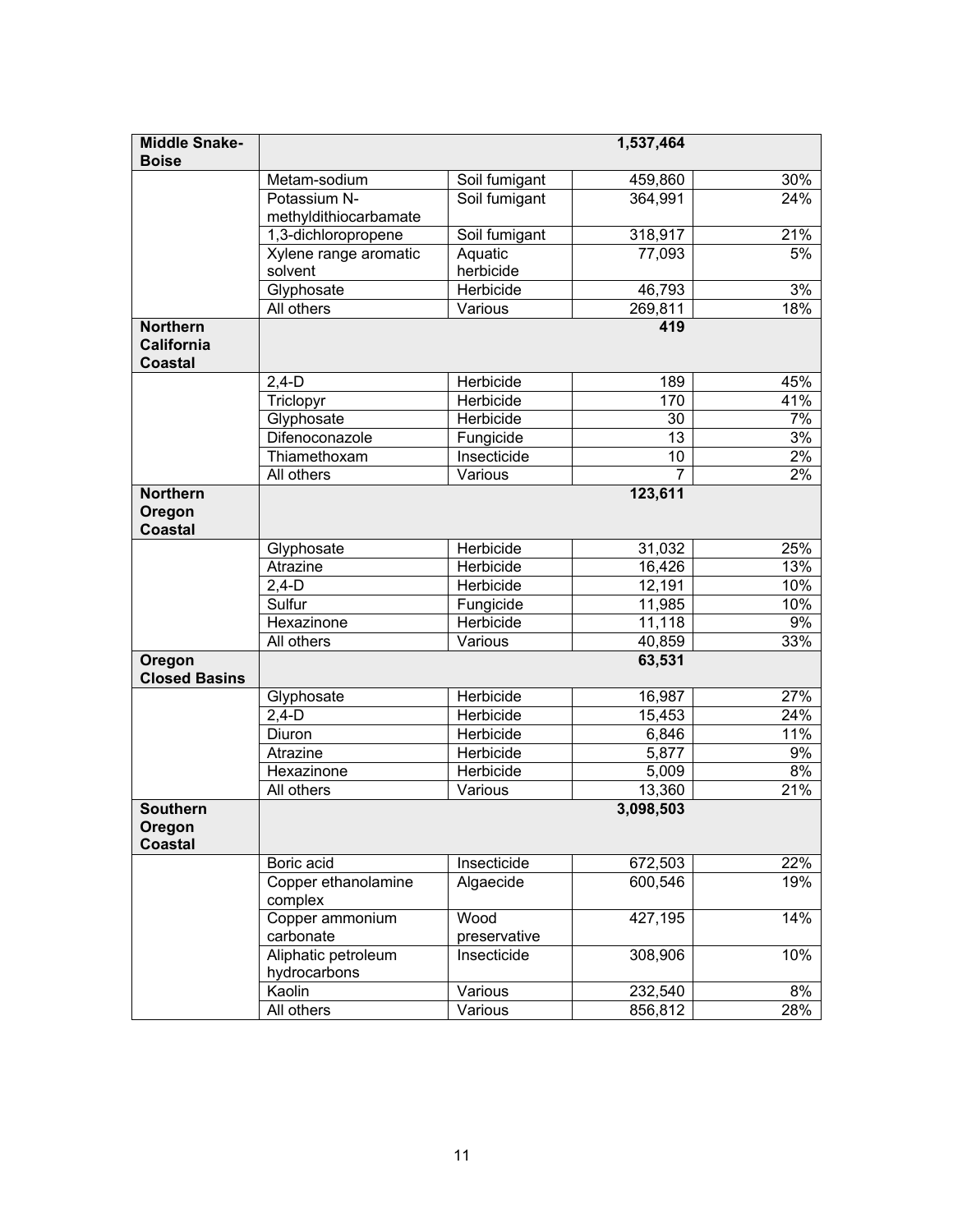| | | | | |
|---|---|---|---|---|
| **Middle Snake-Boise** | | | **1,537,464** | |
| | Metam-sodium | Soil fumigant | 459,860 | 30% |
| | Potassium N-methyldithiocarbamate | Soil fumigant | 364,991 | 24% |
| | 1,3-dichloropropene | Soil fumigant | 318,917 | 21% |
| | Xylene range aromatic solvent | Aquatic herbicide | 77,093 | 5% |
| | Glyphosate | Herbicide | 46,793 | 3% |
| | All others | Various | 269,811 | 18% |
| **Northern California Coastal** | | | **419** | |
| | 2,4-D | Herbicide | 189 | 45% |
| | Triclopyr | Herbicide | 170 | 41% |
| | Glyphosate | Herbicide | 30 | 7% |
| | Difenoconazole | Fungicide | 13 | 3% |
| | Thiamethoxam | Insecticide | 10 | 2% |
| | All others | Various | 7 | 2% |
| **Northern Oregon Coastal** | | | **123,611** | |
| | Glyphosate | Herbicide | 31,032 | 25% |
| | Atrazine | Herbicide | 16,426 | 13% |
| | 2,4-D | Herbicide | 12,191 | 10% |
| | Sulfur | Fungicide | 11,985 | 10% |
| | Hexazinone | Herbicide | 11,118 | 9% |
| | All others | Various | 40,859 | 33% |
| **Oregon Closed Basins** | | | **63,531** | |
| | Glyphosate | Herbicide | 16,987 | 27% |
| | 2,4-D | Herbicide | 15,453 | 24% |
| | Diuron | Herbicide | 6,846 | 11% |
| | Atrazine | Herbicide | 5,877 | 9% |
| | Hexazinone | Herbicide | 5,009 | 8% |
| | All others | Various | 13,360 | 21% |
| **Southern Oregon Coastal** | | | **3,098,503** | |
| | Boric acid | Insecticide | 672,503 | 22% |
| | Copper ethanolamine complex | Algaecide | 600,546 | 19% |
| | Copper ammonium carbonate | Wood preservative | 427,195 | 14% |
| | Aliphatic petroleum hydrocarbons | Insecticide | 308,906 | 10% |
| | Kaolin | Various | 232,540 | 8% |
| | All others | Various | 856,812 | 28% |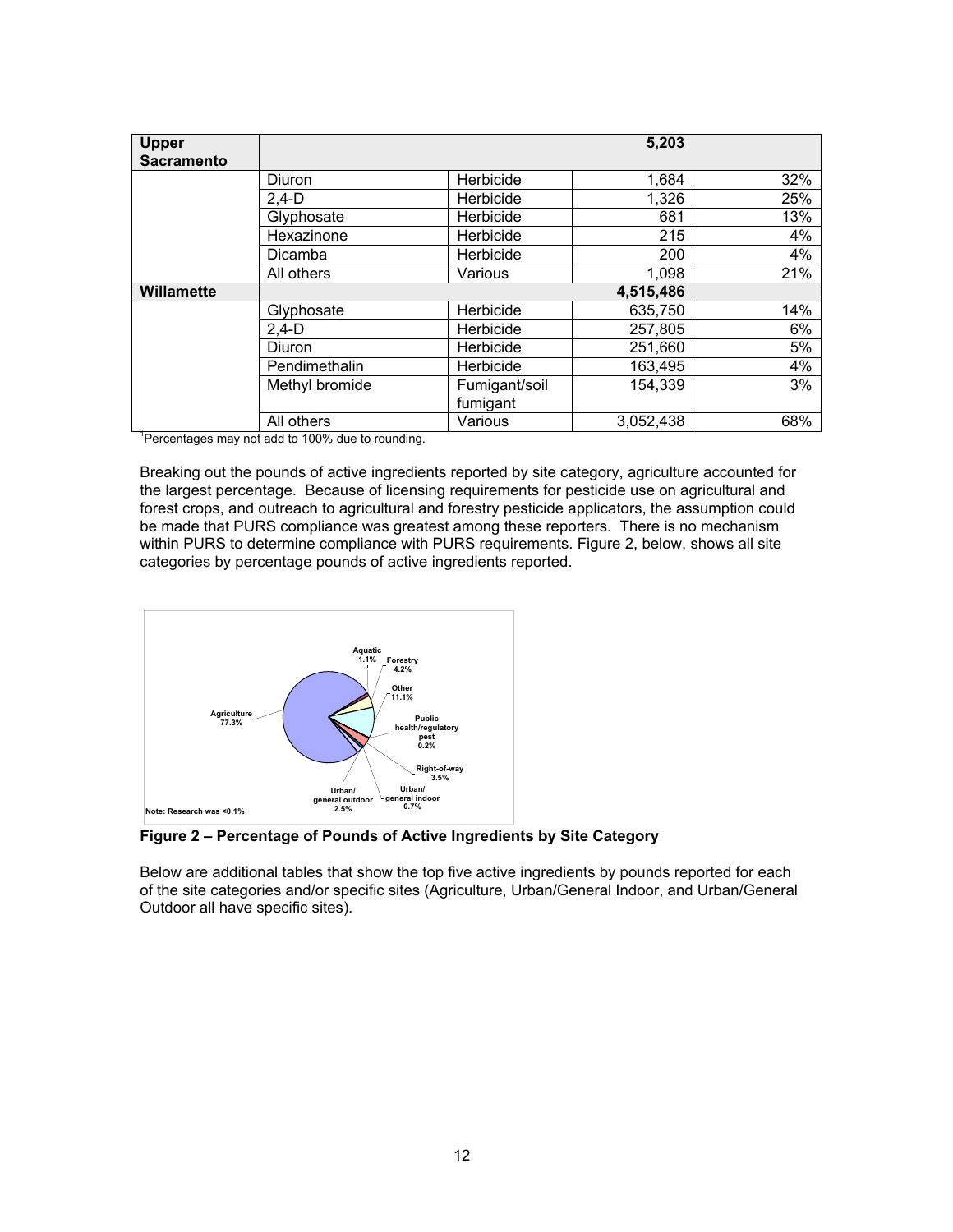| | | | | |
|---|---|---|---|---|
| **Upper Sacramento** | | | **5,203** | |
| | Diuron | Herbicide | 1,684 | 32% |
| | 2,4-D | Herbicide | 1,326 | 25% |
| | Glyphosate | Herbicide | 681 | 13% |
| | Hexazinone | Herbicide | 215 | 4% |
| | Dicamba | Herbicide | 200 | 4% |
| | All others | Various | 1,098 | 21% |
| **Willamette** | | | **4,515,486** | |
| | Glyphosate | Herbicide | 635,750 | 14% |
| | 2,4-D | Herbicide | 257,805 | 6% |
| | Diuron | Herbicide | 251,660 | 5% |
| | Pendimethalin | Herbicide | 163,495 | 4% |
| | Methyl bromide | Fumigant/soil fumigant | 154,339 | 3% |
| | All others | Various | 3,052,438 | 68% |

[1]Percentages may not add to 100% due to rounding.

Breaking out the pounds of active ingredients reported by site category, agriculture accounted for the largest percentage. Because of licensing requirements for pesticide use on agricultural and forest crops, and outreach to agricultural and forestry pesticide applicators, the assumption could be made that PURS compliance was greatest among these reporters. There is no mechanism within PURS to determine compliance with PURS requirements. Figure 2, below, shows all site categories by percentage pounds of active ingredients reported.

Aquatic 1.1%
Forestry 4.2%
Other 11.1%
Public health/regulatory pest 0.2%
Right-of-way 3.5%
Urban/ general indoor 0.7%
Urban/ general outdoor 2.5%
Agriculture 77.3%
Note: Research was <0.1%

**Figure 2 – Percentage of Pounds of Active Ingredients by Site Category**

Below are additional tables that show the top five active ingredients by pounds reported for each of the site categories and/or specific sites (Agriculture, Urban/General Indoor, and Urban/General Outdoor all have specific sites).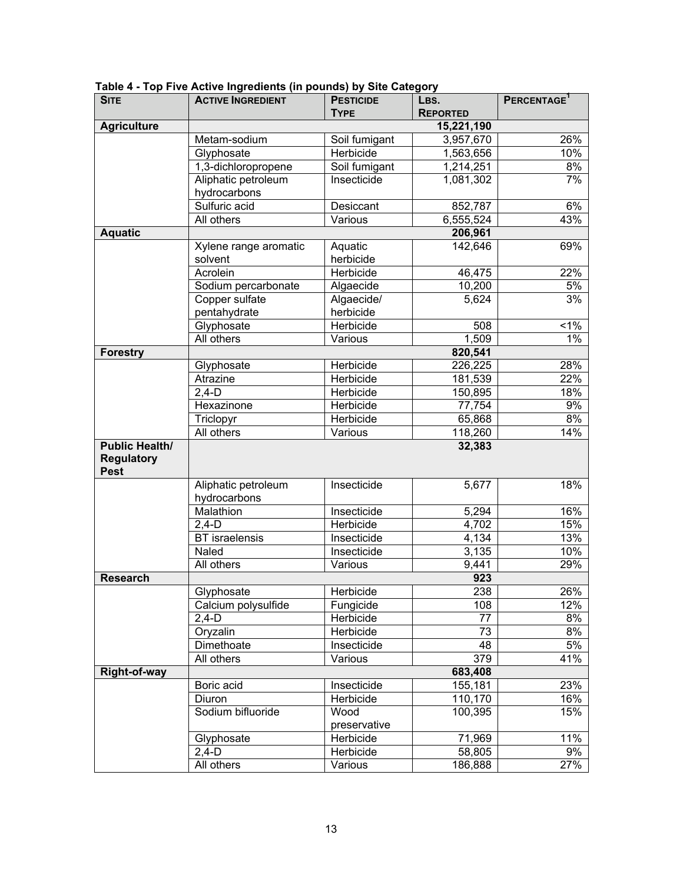**Table 4 - Top Five Active Ingredients (in pounds) by Site Category**

| SITE | ACTIVE INGREDIENT | PESTICIDE TYPE | LBS. REPORTED | PERCENTAGE[1] |
|---|---|---|---|---|
| **Agriculture** | | | **15,221,190** | |
| | Metam-sodium | Soil fumigant | 3,957,670 | 26% |
| | Glyphosate | Herbicide | 1,563,656 | 10% |
| | 1,3-dichloropropene | Soil fumigant | 1,214,251 | 8% |
| | Aliphatic petroleum hydrocarbons | Insecticide | 1,081,302 | 7% |
| | Sulfuric acid | Desiccant | 852,787 | 6% |
| | All others | Various | 6,555,524 | 43% |
| **Aquatic** | | | **206,961** | |
| | Xylene range aromatic solvent | Aquatic herbicide | 142,646 | 69% |
| | Acrolein | Herbicide | 46,475 | 22% |
| | Sodium percarbonate | Algaecide | 10,200 | 5% |
| | Copper sulfate pentahydrate | Algaecide/ herbicide | 5,624 | 3% |
| | Glyphosate | Herbicide | 508 | <1% |
| | All others | Various | 1,509 | 1% |
| **Forestry** | | | **820,541** | |
| | Glyphosate | Herbicide | 226,225 | 28% |
| | Atrazine | Herbicide | 181,539 | 22% |
| | 2,4-D | Herbicide | 150,895 | 18% |
| | Hexazinone | Herbicide | 77,754 | 9% |
| | Triclopyr | Herbicide | 65,868 | 8% |
| | All others | Various | 118,260 | 14% |
| **Public Health/ Regulatory Pest** | | | **32,383** | |
| | Aliphatic petroleum hydrocarbons | Insecticide | 5,677 | 18% |
| | Malathion | Insecticide | 5,294 | 16% |
| | 2,4-D | Herbicide | 4,702 | 15% |
| | BT israelensis | Insecticide | 4,134 | 13% |
| | Naled | Insecticide | 3,135 | 10% |
| | All others | Various | 9,441 | 29% |
| **Research** | | | **923** | |
| | Glyphosate | Herbicide | 238 | 26% |
| | Calcium polysulfide | Fungicide | 108 | 12% |
| | 2,4-D | Herbicide | 77 | 8% |
| | Oryzalin | Herbicide | 73 | 8% |
| | Dimethoate | Insecticide | 48 | 5% |
| | All others | Various | 379 | 41% |
| **Right-of-way** | | | **683,408** | |
| | Boric acid | Insecticide | 155,181 | 23% |
| | Diuron | Herbicide | 110,170 | 16% |
| | Sodium bifluoride | Wood preservative | 100,395 | 15% |
| | Glyphosate | Herbicide | 71,969 | 11% |
| | 2,4-D | Herbicide | 58,805 | 9% |
| | All others | Various | 186,888 | 27% |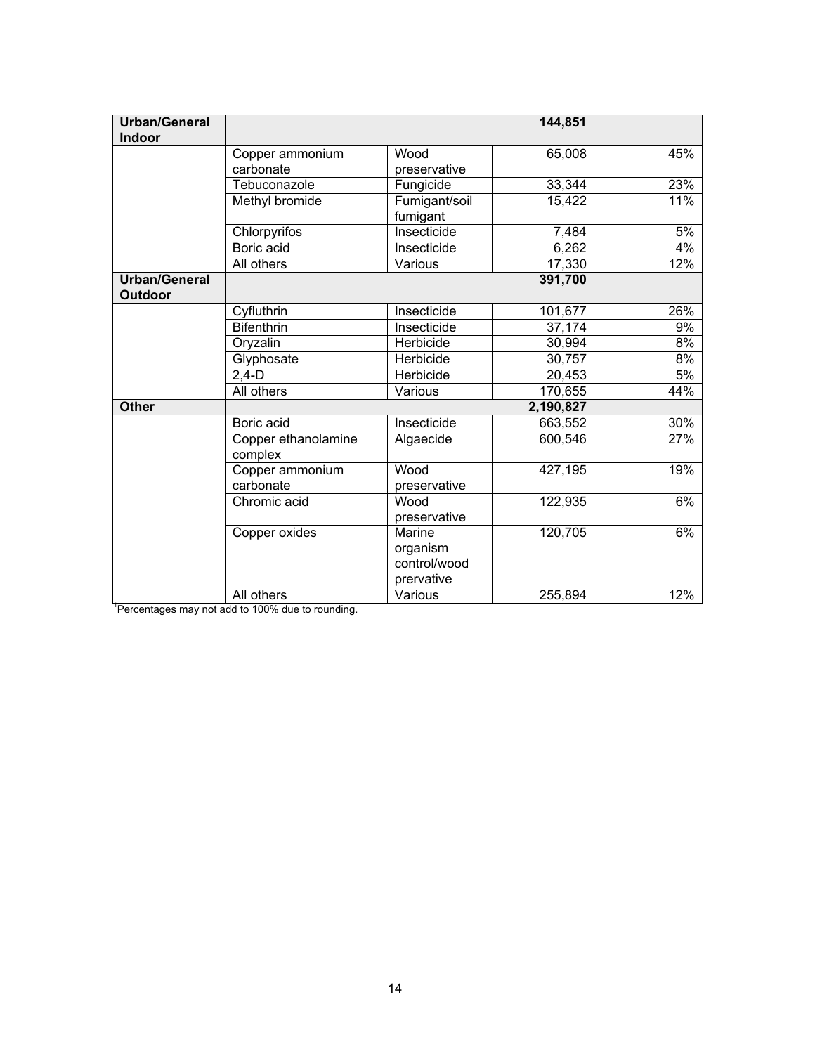| | | | | |
|---|---|---|---|---|
| **Urban/General Indoor** | | | **144,851** | |
| | Copper ammonium carbonate | Wood preservative | 65,008 | 45% |
| | Tebuconazole | Fungicide | 33,344 | 23% |
| | Methyl bromide | Fumigant/soil fumigant | 15,422 | 11% |
| | Chlorpyrifos | Insecticide | 7,484 | 5% |
| | Boric acid | Insecticide | 6,262 | 4% |
| | All others | Various | 17,330 | 12% |
| **Urban/General Outdoor** | | | **391,700** | |
| | Cyfluthrin | Insecticide | 101,677 | 26% |
| | Bifenthrin | Insecticide | 37,174 | 9% |
| | Oryzalin | Herbicide | 30,994 | 8% |
| | Glyphosate | Herbicide | 30,757 | 8% |
| | 2,4-D | Herbicide | 20,453 | 5% |
| | All others | Various | 170,655 | 44% |
| **Other** | | | **2,190,827** | |
| | Boric acid | Insecticide | 663,552 | 30% |
| | Copper ethanolamine complex | Algaecide | 600,546 | 27% |
| | Copper ammonium carbonate | Wood preservative | 427,195 | 19% |
| | Chromic acid | Wood preservative | 122,935 | 6% |
| | Copper oxides | Marine organism control/wood prervative | 120,705 | 6% |
| | All others | Various | 255,894 | 12% |

[1]Percentages may not add to 100% due to rounding.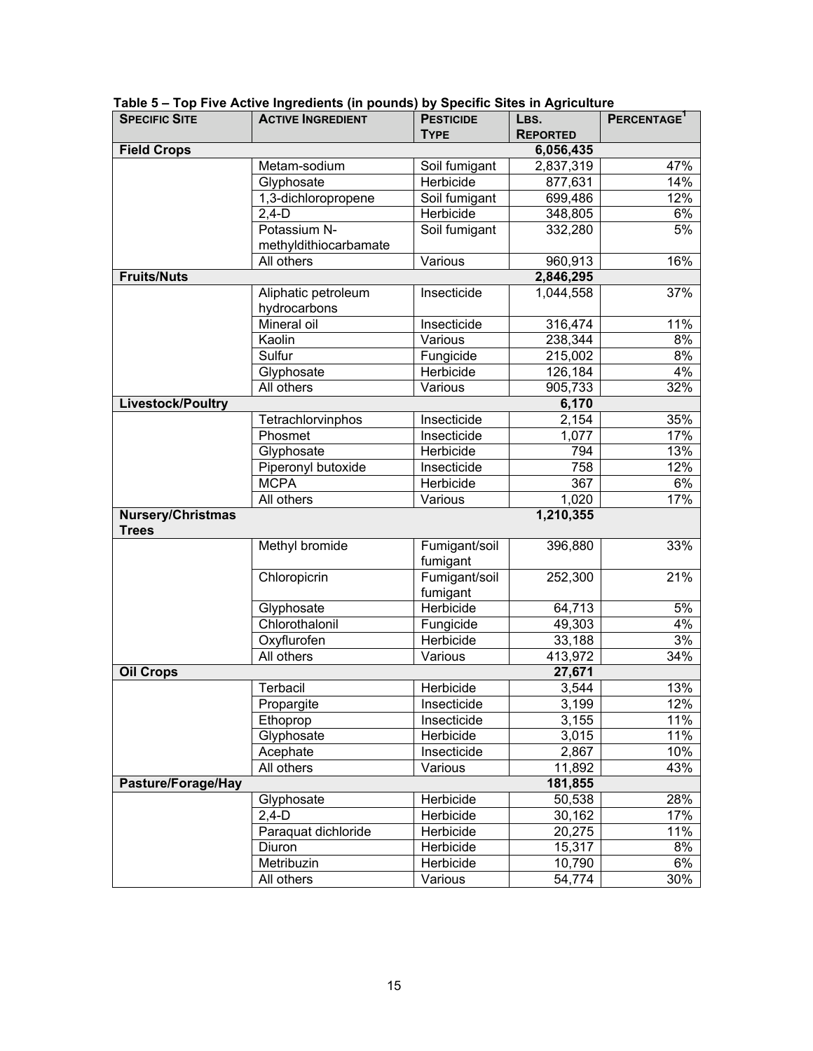**Table 5 – Top Five Active Ingredients (in pounds) by Specific Sites in Agriculture**

| SPECIFIC SITE | ACTIVE INGREDIENT | PESTICIDE TYPE | LBS. REPORTED | PERCENTAGE[1] |
|---|---|---|---|---|
| **Field Crops** | | | **6,056,435** | |
| | Metam-sodium | Soil fumigant | 2,837,319 | 47% |
| | Glyphosate | Herbicide | 877,631 | 14% |
| | 1,3-dichloropropene | Soil fumigant | 699,486 | 12% |
| | 2,4-D | Herbicide | 348,805 | 6% |
| | Potassium N-methyldithiocarbamate | Soil fumigant | 332,280 | 5% |
| | All others | Various | 960,913 | 16% |
| **Fruits/Nuts** | | | **2,846,295** | |
| | Aliphatic petroleum hydrocarbons | Insecticide | 1,044,558 | 37% |
| | Mineral oil | Insecticide | 316,474 | 11% |
| | Kaolin | Various | 238,344 | 8% |
| | Sulfur | Fungicide | 215,002 | 8% |
| | Glyphosate | Herbicide | 126,184 | 4% |
| | All others | Various | 905,733 | 32% |
| **Livestock/Poultry** | | | **6,170** | |
| | Tetrachlorvinphos | Insecticide | 2,154 | 35% |
| | Phosmet | Insecticide | 1,077 | 17% |
| | Glyphosate | Herbicide | 794 | 13% |
| | Piperonyl butoxide | Insecticide | 758 | 12% |
| | MCPA | Herbicide | 367 | 6% |
| | All others | Various | 1,020 | 17% |
| **Nursery/Christmas Trees** | | | **1,210,355** | |
| | Methyl bromide | Fumigant/soil fumigant | 396,880 | 33% |
| | Chloropicrin | Fumigant/soil fumigant | 252,300 | 21% |
| | Glyphosate | Herbicide | 64,713 | 5% |
| | Chlorothalonil | Fungicide | 49,303 | 4% |
| | Oxyflurofen | Herbicide | 33,188 | 3% |
| | All others | Various | 413,972 | 34% |
| **Oil Crops** | | | **27,671** | |
| | Terbacil | Herbicide | 3,544 | 13% |
| | Propargite | Insecticide | 3,199 | 12% |
| | Ethoprop | Insecticide | 3,155 | 11% |
| | Glyphosate | Herbicide | 3,015 | 11% |
| | Acephate | Insecticide | 2,867 | 10% |
| | All others | Various | 11,892 | 43% |
| **Pasture/Forage/Hay** | | | **181,855** | |
| | Glyphosate | Herbicide | 50,538 | 28% |
| | 2,4-D | Herbicide | 30,162 | 17% |
| | Paraquat dichloride | Herbicide | 20,275 | 11% |
| | Diuron | Herbicide | 15,317 | 8% |
| | Metribuzin | Herbicide | 10,790 | 6% |
| | All others | Various | 54,774 | 30% |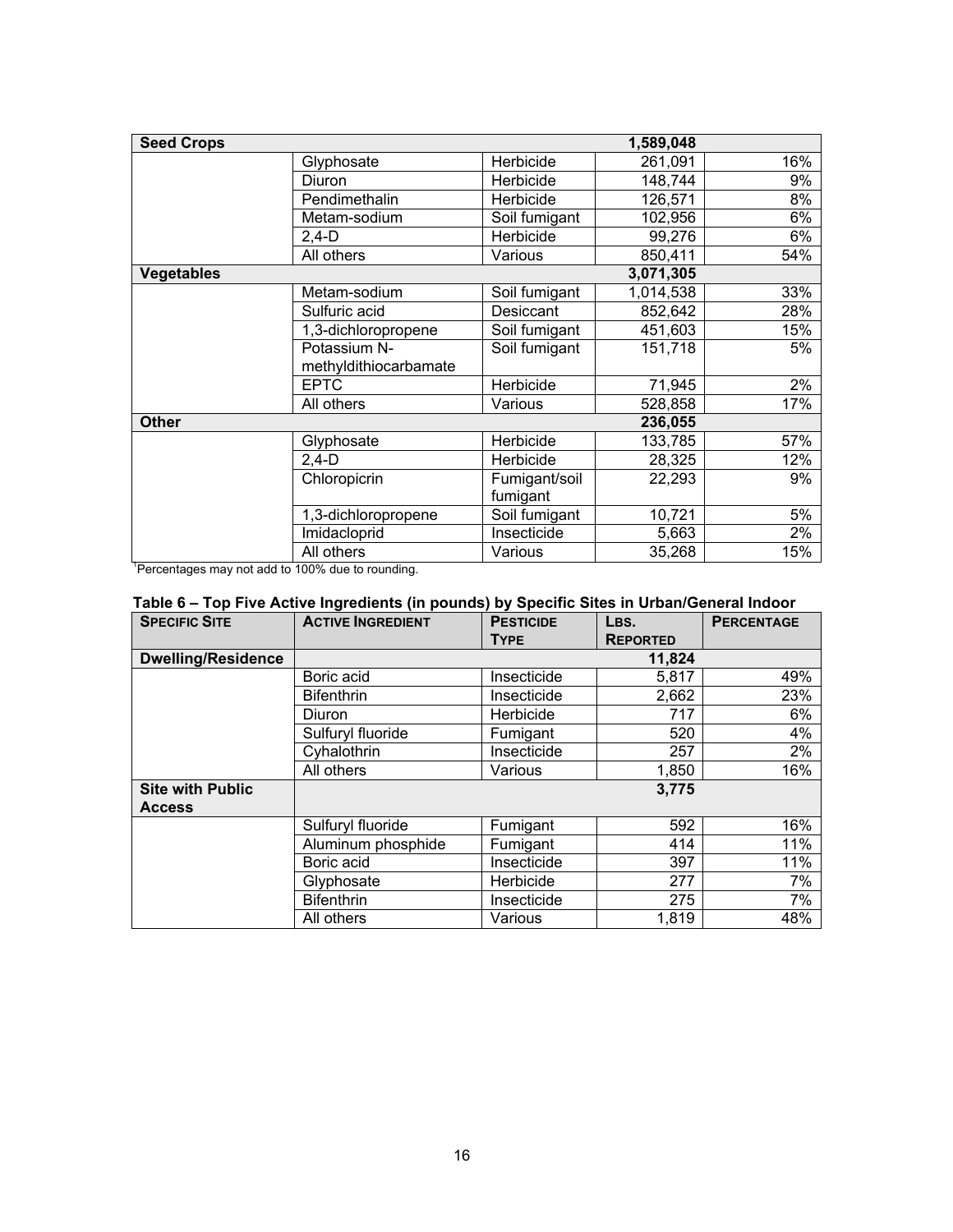| | | | | |
|---|---|---|---|---|
| **Seed Crops** | | | **1,589,048** | |
| | Glyphosate | Herbicide | 261,091 | 16% |
| | Diuron | Herbicide | 148,744 | 9% |
| | Pendimethalin | Herbicide | 126,571 | 8% |
| | Metam-sodium | Soil fumigant | 102,956 | 6% |
| | 2,4-D | Herbicide | 99,276 | 6% |
| | All others | Various | 850,411 | 54% |
| **Vegetables** | | | **3,071,305** | |
| | Metam-sodium | Soil fumigant | 1,014,538 | 33% |
| | Sulfuric acid | Desiccant | 852,642 | 28% |
| | 1,3-dichloropropene | Soil fumigant | 451,603 | 15% |
| | Potassium N-methyldithiocarbamate | Soil fumigant | 151,718 | 5% |
| | EPTC | Herbicide | 71,945 | 2% |
| | All others | Various | 528,858 | 17% |
| **Other** | | | **236,055** | |
| | Glyphosate | Herbicide | 133,785 | 57% |
| | 2,4-D | Herbicide | 28,325 | 12% |
| | Chloropicrin | Fumigant/soil fumigant | 22,293 | 9% |
| | 1,3-dichloropropene | Soil fumigant | 10,721 | 5% |
| | Imidacloprid | Insecticide | 5,663 | 2% |
| | All others | Various | 35,268 | 15% |

[1]Percentages may not add to 100% due to rounding.

**Table 6 – Top Five Active Ingredients (in pounds) by Specific Sites in Urban/General Indoor**

| SPECIFIC SITE | ACTIVE INGREDIENT | PESTICIDE TYPE | LBS. REPORTED | PERCENTAGE |
|---|---|---|---|---|
| **Dwelling/Residence** | | | **11,824** | |
| | Boric acid | Insecticide | 5,817 | 49% |
| | Bifenthrin | Insecticide | 2,662 | 23% |
| | Diuron | Herbicide | 717 | 6% |
| | Sulfuryl fluoride | Fumigant | 520 | 4% |
| | Cyhalothrin | Insecticide | 257 | 2% |
| | All others | Various | 1,850 | 16% |
| **Site with Public Access** | | | **3,775** | |
| | Sulfuryl fluoride | Fumigant | 592 | 16% |
| | Aluminum phosphide | Fumigant | 414 | 11% |
| | Boric acid | Insecticide | 397 | 11% |
| | Glyphosate | Herbicide | 277 | 7% |
| | Bifenthrin | Insecticide | 275 | 7% |
| | All others | Various | 1,819 | 48% |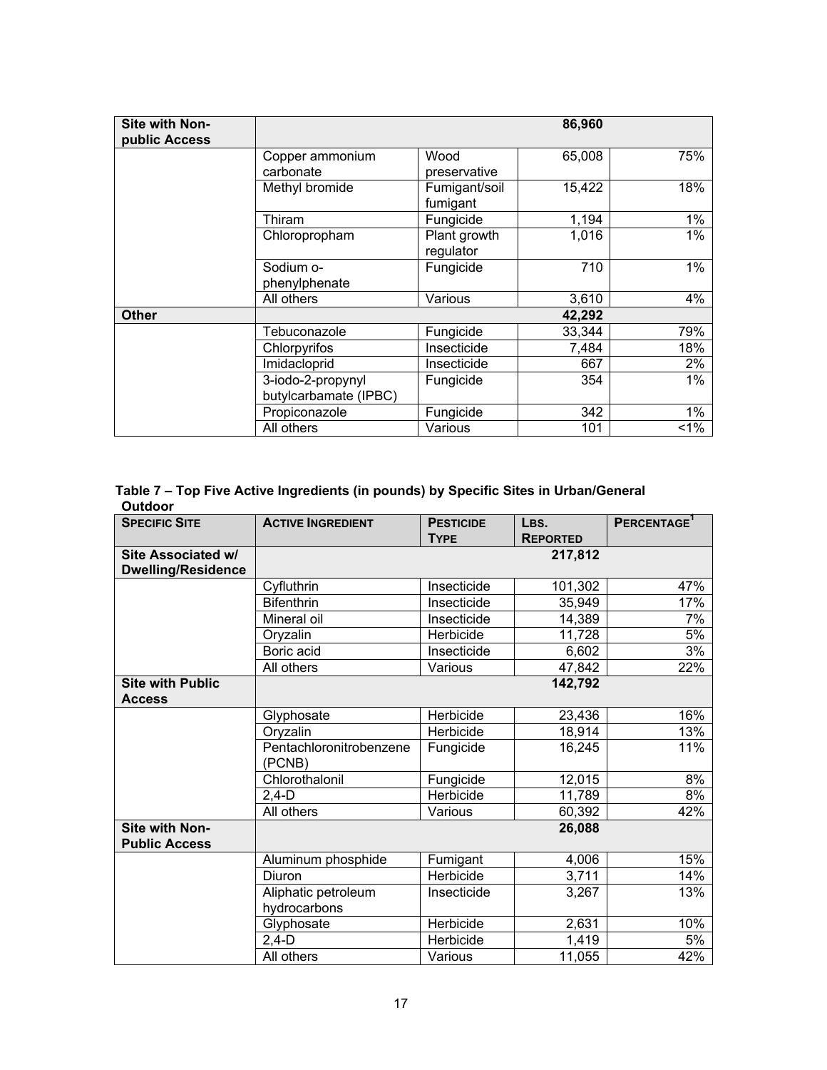| | | | | |
|---|---|---|---|---|
| **Site with Non-public Access** | | | **86,960** | |
| | Copper ammonium carbonate | Wood preservative | 65,008 | 75% |
| | Methyl bromide | Fumigant/soil fumigant | 15,422 | 18% |
| | Thiram | Fungicide | 1,194 | 1% |
| | Chloropropham | Plant growth regulator | 1,016 | 1% |
| | Sodium o-phenylphenate | Fungicide | 710 | 1% |
| | All others | Various | 3,610 | 4% |
| **Other** | | | **42,292** | |
| | Tebuconazole | Fungicide | 33,344 | 79% |
| | Chlorpyrifos | Insecticide | 7,484 | 18% |
| | Imidacloprid | Insecticide | 667 | 2% |
| | 3-iodo-2-propynyl butylcarbamate (IPBC) | Fungicide | 354 | 1% |
| | Propiconazole | Fungicide | 342 | 1% |
| | All others | Various | 101 | <1% |

**Table 7 – Top Five Active Ingredients (in pounds) by Specific Sites in Urban/General Outdoor**

| SPECIFIC SITE | ACTIVE INGREDIENT | PESTICIDE TYPE | LBS. REPORTED | PERCENTAGE[1] |
|---|---|---|---|---|
| **Site Associated w/ Dwelling/Residence** | | | **217,812** | |
| | Cyfluthrin | Insecticide | 101,302 | 47% |
| | Bifenthrin | Insecticide | 35,949 | 17% |
| | Mineral oil | Insecticide | 14,389 | 7% |
| | Oryzalin | Herbicide | 11,728 | 5% |
| | Boric acid | Insecticide | 6,602 | 3% |
| | All others | Various | 47,842 | 22% |
| **Site with Public Access** | | | **142,792** | |
| | Glyphosate | Herbicide | 23,436 | 16% |
| | Oryzalin | Herbicide | 18,914 | 13% |
| | Pentachloronitrobenzene (PCNB) | Fungicide | 16,245 | 11% |
| | Chlorothalonil | Fungicide | 12,015 | 8% |
| | 2,4-D | Herbicide | 11,789 | 8% |
| | All others | Various | 60,392 | 42% |
| **Site with Non-Public Access** | | | **26,088** | |
| | Aluminum phosphide | Fumigant | 4,006 | 15% |
| | Diuron | Herbicide | 3,711 | 14% |
| | Aliphatic petroleum hydrocarbons | Insecticide | 3,267 | 13% |
| | Glyphosate | Herbicide | 2,631 | 10% |
| | 2,4-D | Herbicide | 1,419 | 5% |
| | All others | Various | 11,055 | 42% |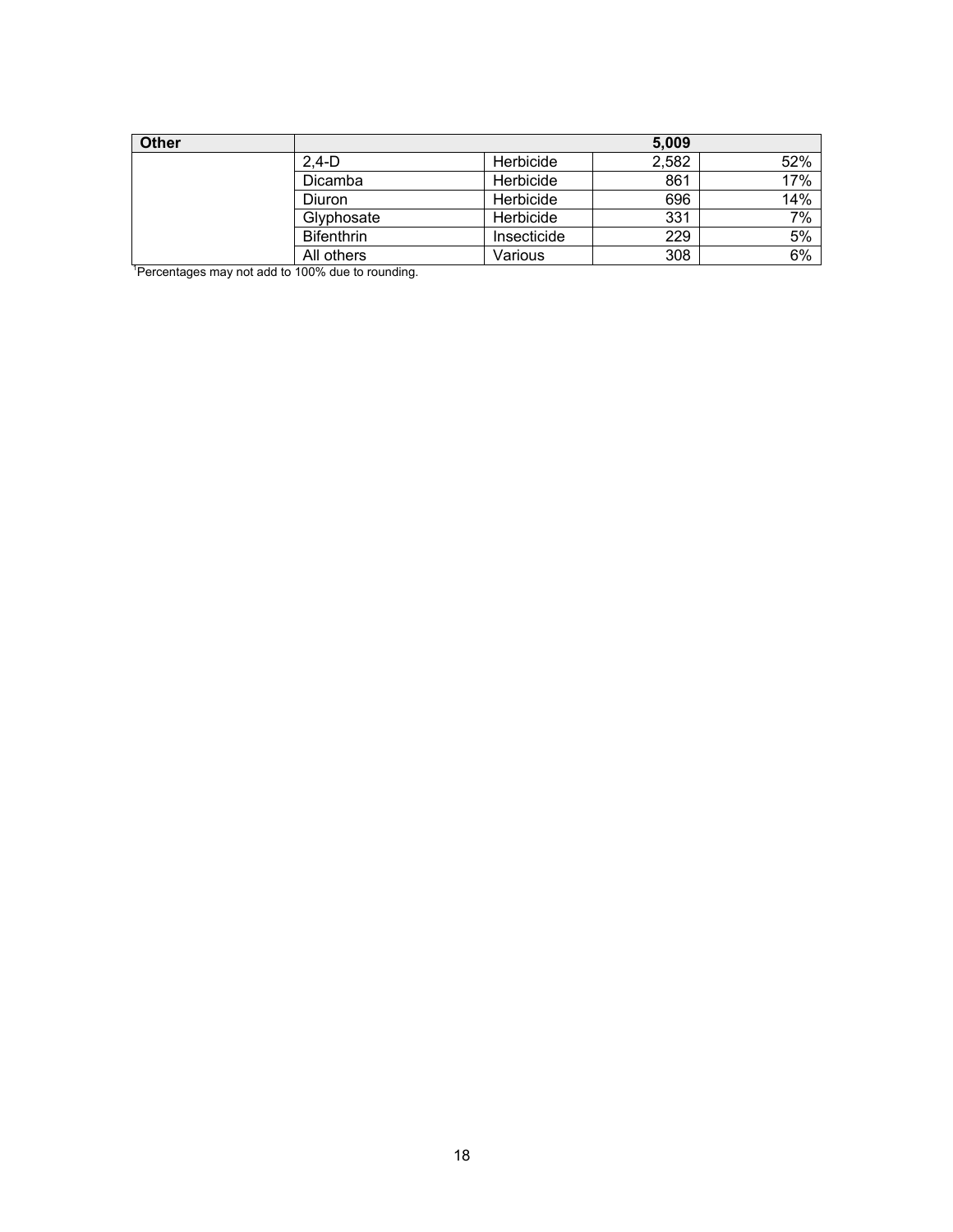| Other | 5,009 | | | |
|---|---|---|---|---|
| | 2,4-D | Herbicide | 2,582 | 52% |
| | Dicamba | Herbicide | 861 | 17% |
| | Diuron | Herbicide | 696 | 14% |
| | Glyphosate | Herbicide | 331 | 7% |
| | Bifenthrin | Insecticide | 229 | 5% |
| | All others | Various | 308 | 6% |

[1]Percentages may not add to 100% due to rounding.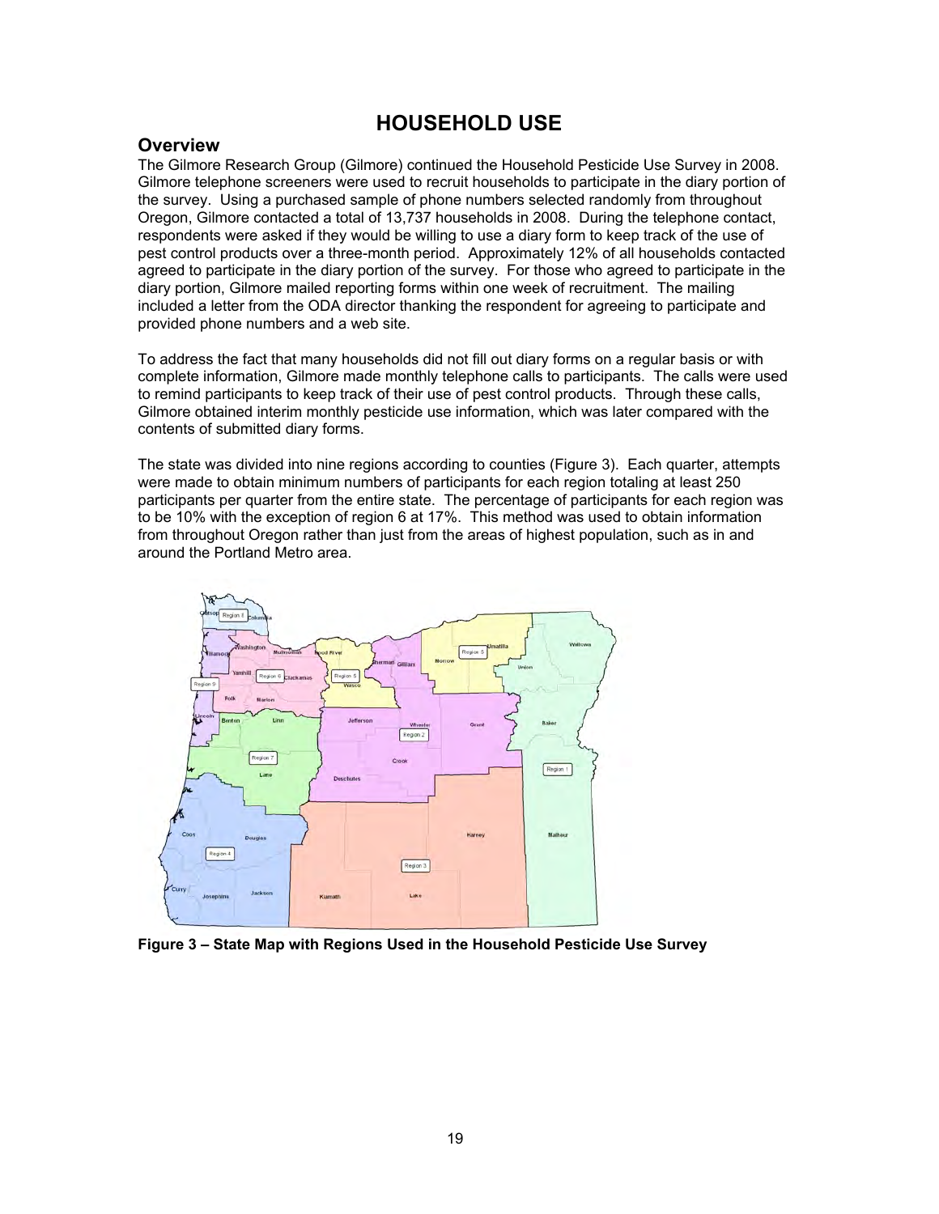# HOUSEHOLD USE

## Overview

The Gilmore Research Group (Gilmore) continued the Household Pesticide Use Survey in 2008. Gilmore telephone screeners were used to recruit households to participate in the diary portion of the survey. Using a purchased sample of phone numbers selected randomly from throughout Oregon, Gilmore contacted a total of 13,737 households in 2008. During the telephone contact, respondents were asked if they would be willing to use a diary form to keep track of the use of pest control products over a three-month period. Approximately 12% of all households contacted agreed to participate in the diary portion of the survey. For those who agreed to participate in the diary portion, Gilmore mailed reporting forms within one week of recruitment. The mailing included a letter from the ODA director thanking the respondent for agreeing to participate and provided phone numbers and a web site.

To address the fact that many households did not fill out diary forms on a regular basis or with complete information, Gilmore made monthly telephone calls to participants. The calls were used to remind participants to keep track of their use of pest control products. Through these calls, Gilmore obtained interim monthly pesticide use information, which was later compared with the contents of submitted diary forms.

The state was divided into nine regions according to counties (Figure 3). Each quarter, attempts were made to obtain minimum numbers of participants for each region totaling at least 250 participants per quarter from the entire state. The percentage of participants for each region was to be 10% with the exception of region 6 at 17%. This method was used to obtain information from throughout Oregon rather than just from the areas of highest population, such as in and around the Portland Metro area.

**Figure 3 – State Map with Regions Used in the Household Pesticide Use Survey**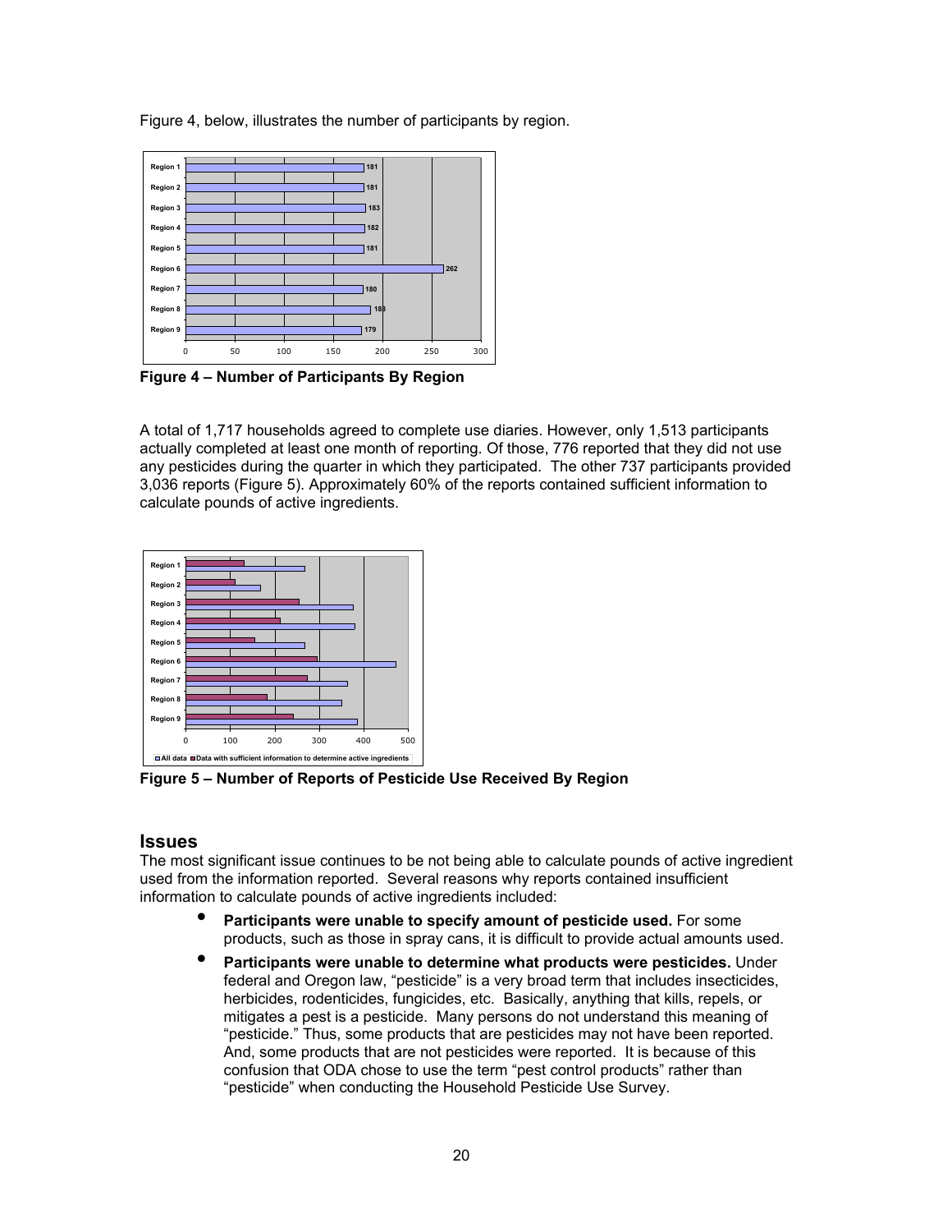Figure 4, below, illustrates the number of participants by region.

Region 1
Region 2
Region 3
Region 4
Region 5
Region 6
Region 7
Region 8
Region 9

181
181
183
182
181
262
180
188
179

0 50 100 150 200 250 300

**Figure 4 – Number of Participants By Region**

A total of 1,717 households agreed to complete use diaries. However, only 1,513 participants actually completed at least one month of reporting. Of those, 776 reported that they did not use any pesticides during the quarter in which they participated. The other 737 participants provided 3,036 reports (Figure 5). Approximately 60% of the reports contained sufficient information to calculate pounds of active ingredients.

Region 1
Region 2
Region 3
Region 4
Region 5
Region 6
Region 7
Region 8
Region 9

0 100 200 300 400 500

All data
Data with sufficient information to determine active ingredients

**Figure 5 – Number of Reports of Pesticide Use Received By Region**

## Issues

The most significant issue continues to be not being able to calculate pounds of active ingredient used from the information reported. Several reasons why reports contained insufficient information to calculate pounds of active ingredients included:

- **Participants were unable to specify amount of pesticide used.** For some products, such as those in spray cans, it is difficult to provide actual amounts used.
- **Participants were unable to determine what products were pesticides.** Under federal and Oregon law, "pesticide" is a very broad term that includes insecticides, herbicides, rodenticides, fungicides, etc. Basically, anything that kills, repels, or mitigates a pest is a pesticide. Many persons do not understand this meaning of "pesticide." Thus, some products that are pesticides may not have been reported. And, some products that are not pesticides were reported. It is because of this confusion that ODA chose to use the term "pest control products" rather than "pesticide" when conducting the Household Pesticide Use Survey.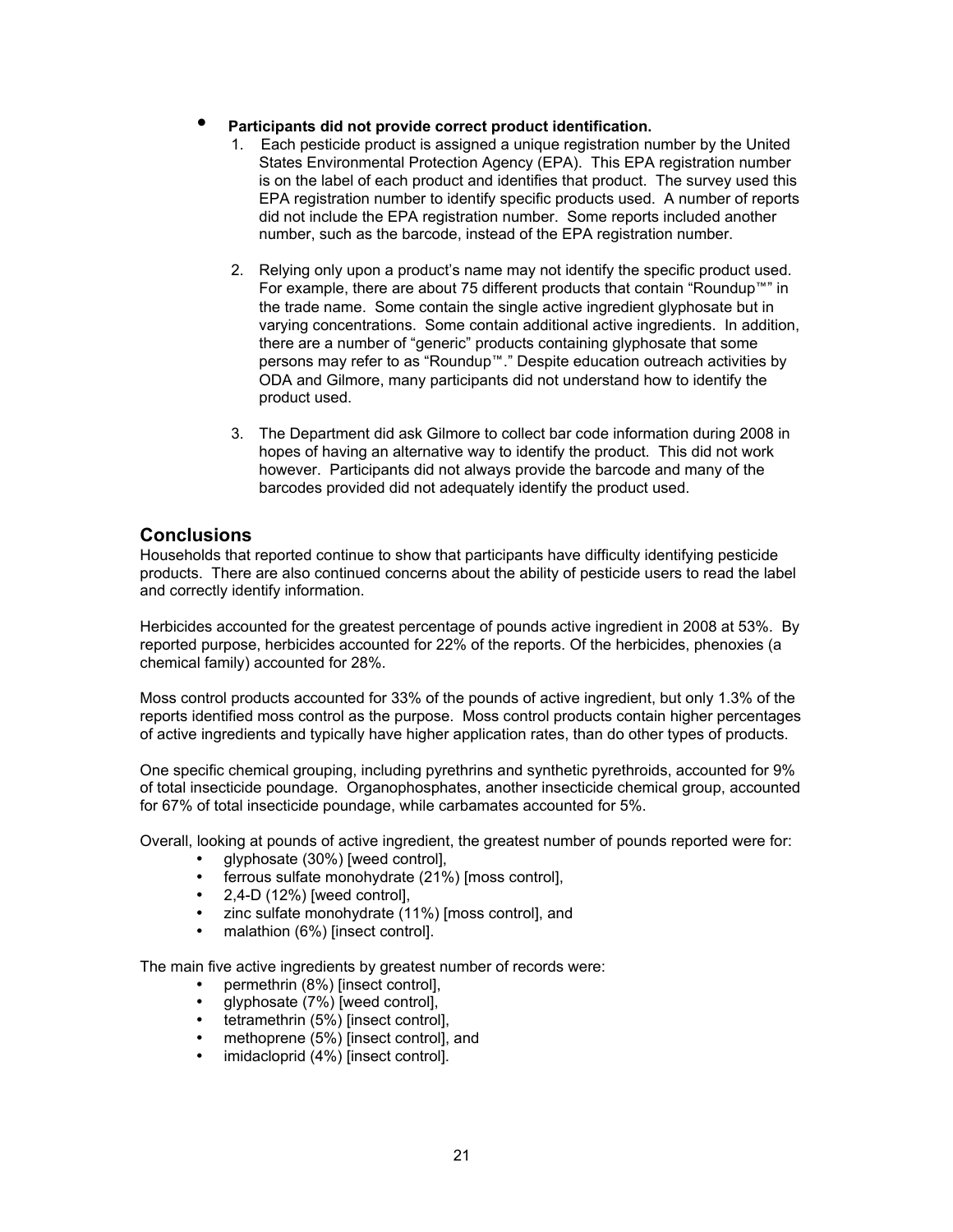- **Participants did not provide correct product identification.**
    1. Each pesticide product is assigned a unique registration number by the United States Environmental Protection Agency (EPA). This EPA registration number is on the label of each product and identifies that product. The survey used this EPA registration number to identify specific products used. A number of reports did not include the EPA registration number. Some reports included another number, such as the barcode, instead of the EPA registration number.

    2. Relying only upon a product's name may not identify the specific product used. For example, there are about 75 different products that contain "Roundup™" in the trade name. Some contain the single active ingredient glyphosate but in varying concentrations. Some contain additional active ingredients. In addition, there are a number of "generic" products containing glyphosate that some persons may refer to as "Roundup™." Despite education outreach activities by ODA and Gilmore, many participants did not understand how to identify the product used.

    3. The Department did ask Gilmore to collect bar code information during 2008 in hopes of having an alternative way to identify the product. This did not work however. Participants did not always provide the barcode and many of the barcodes provided did not adequately identify the product used.

## Conclusions

Households that reported continue to show that participants have difficulty identifying pesticide products. There are also continued concerns about the ability of pesticide users to read the label and correctly identify information.

Herbicides accounted for the greatest percentage of pounds active ingredient in 2008 at 53%. By reported purpose, herbicides accounted for 22% of the reports. Of the herbicides, phenoxies (a chemical family) accounted for 28%.

Moss control products accounted for 33% of the pounds of active ingredient, but only 1.3% of the reports identified moss control as the purpose. Moss control products contain higher percentages of active ingredients and typically have higher application rates, than do other types of products.

One specific chemical grouping, including pyrethrins and synthetic pyrethroids, accounted for 9% of total insecticide poundage. Organophosphates, another insecticide chemical group, accounted for 67% of total insecticide poundage, while carbamates accounted for 5%.

Overall, looking at pounds of active ingredient, the greatest number of pounds reported were for:

- glyphosate (30%) [weed control],
- ferrous sulfate monohydrate (21%) [moss control],
- 2,4-D (12%) [weed control],
- zinc sulfate monohydrate (11%) [moss control], and
- malathion (6%) [insect control].

The main five active ingredients by greatest number of records were:

- permethrin (8%) [insect control],
- glyphosate (7%) [weed control],
- tetramethrin (5%) [insect control],
- methoprene (5%) [insect control], and
- imidacloprid (4%) [insect control].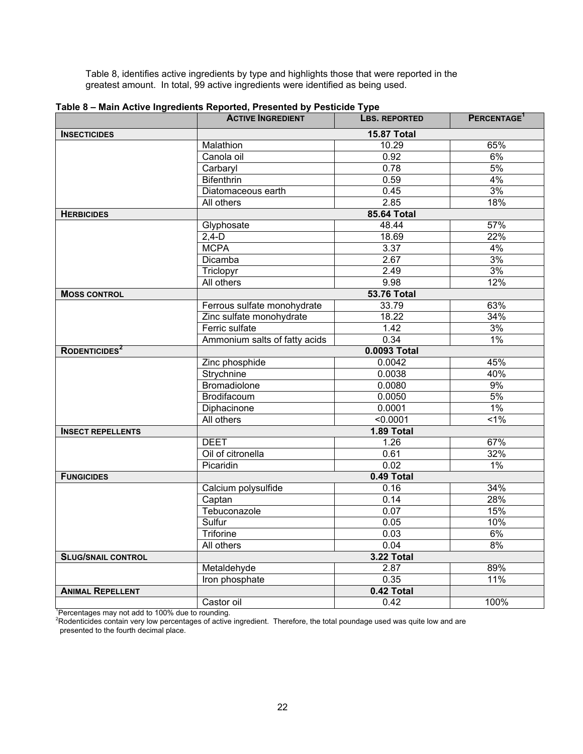Table 8, identifies active ingredients by type and highlights those that were reported in the greatest amount. In total, 99 active ingredients were identified as being used.

**Table 8 – Main Active Ingredients Reported, Presented by Pesticide Type**

| | ACTIVE INGREDIENT | LBS. REPORTED | PERCENTAGE[1] |
|---|---|---|---|
| **INSECTICIDES** | | **15.87 Total** | |
| | Malathion | 10.29 | 65% |
| | Canola oil | 0.92 | 6% |
| | Carbaryl | 0.78 | 5% |
| | Bifenthrin | 0.59 | 4% |
| | Diatomaceous earth | 0.45 | 3% |
| | All others | 2.85 | 18% |
| **HERBICIDES** | | **85.64 Total** | |
| | Glyphosate | 48.44 | 57% |
| | 2,4-D | 18.69 | 22% |
| | MCPA | 3.37 | 4% |
| | Dicamba | 2.67 | 3% |
| | Triclopyr | 2.49 | 3% |
| | All others | 9.98 | 12% |
| **MOSS CONTROL** | | **53.76 Total** | |
| | Ferrous sulfate monohydrate | 33.79 | 63% |
| | Zinc sulfate monohydrate | 18.22 | 34% |
| | Ferric sulfate | 1.42 | 3% |
| | Ammonium salts of fatty acids | 0.34 | 1% |
| **RODENTICIDES[2]** | | **0.0093 Total** | |
| | Zinc phosphide | 0.0042 | 45% |
| | Strychnine | 0.0038 | 40% |
| | Bromadiolone | 0.0080 | 9% |
| | Brodifacoum | 0.0050 | 5% |
| | Diphacinone | 0.0001 | 1% |
| | All others | <0.0001 | <1% |
| **INSECT REPELLENTS** | | **1.89 Total** | |
| | DEET | 1.26 | 67% |
| | Oil of citronella | 0.61 | 32% |
| | Picaridin | 0.02 | 1% |
| **FUNGICIDES** | | **0.49 Total** | |
| | Calcium polysulfide | 0.16 | 34% |
| | Captan | 0.14 | 28% |
| | Tebuconazole | 0.07 | 15% |
| | Sulfur | 0.05 | 10% |
| | Triforine | 0.03 | 6% |
| | All others | 0.04 | 8% |
| **SLUG/SNAIL CONTROL** | | **3.22 Total** | |
| | Metaldehyde | 2.87 | 89% |
| | Iron phosphate | 0.35 | 11% |
| **ANIMAL REPELLENT** | | **0.42 Total** | |
| | Castor oil | 0.42 | 100% |

[1]Percentages may not add to 100% due to rounding.
[2]Rodenticides contain very low percentages of active ingredient. Therefore, the total poundage used was quite low and are presented to the fourth decimal place.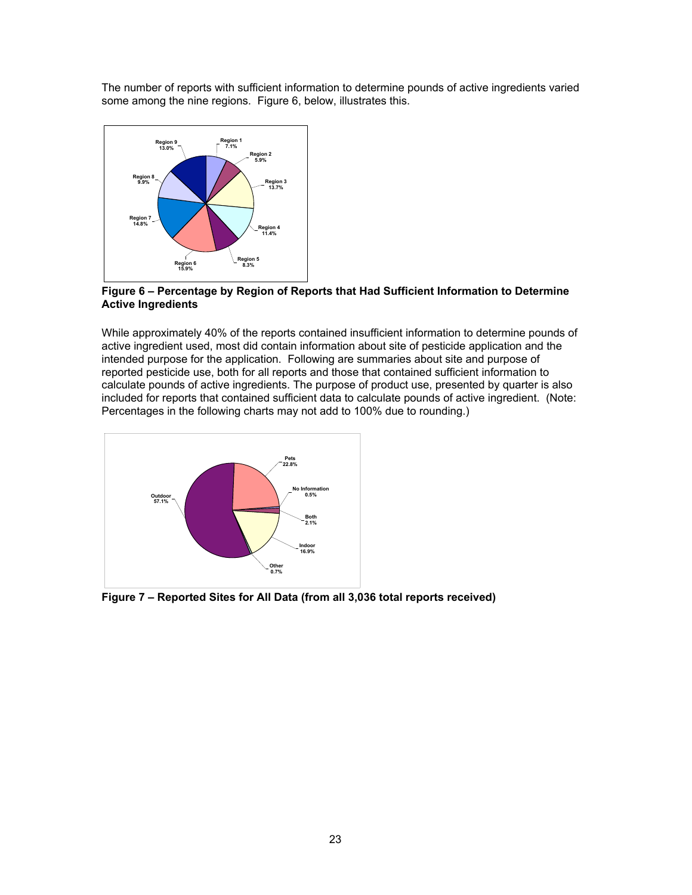The number of reports with sufficient information to determine pounds of active ingredients varied some among the nine regions. Figure 6, below, illustrates this.

Region 9
13.0%

Region 1
7.1%

Region 2
5.9%

Region 3
13.7%

Region 4
11.4%

Region 5
8.3%

Region 6
15.9%

Region 7
14.8%

Region 8
9.9%

**Figure 6 – Percentage by Region of Reports that Had Sufficient Information to Determine Active Ingredients**

While approximately 40% of the reports contained insufficient information to determine pounds of active ingredient used, most did contain information about site of pesticide application and the intended purpose for the application. Following are summaries about site and purpose of reported pesticide use, both for all reports and those that contained sufficient information to calculate pounds of active ingredients. The purpose of product use, presented by quarter is also included for reports that contained sufficient data to calculate pounds of active ingredient. (Note: Percentages in the following charts may not add to 100% due to rounding.)

Pets
22.8%

No Information
0.5%

Both
2.1%

Indoor
16.9%

Other
0.7%

Outdoor
57.1%

**Figure 7 – Reported Sites for All Data (from all 3,036 total reports received)**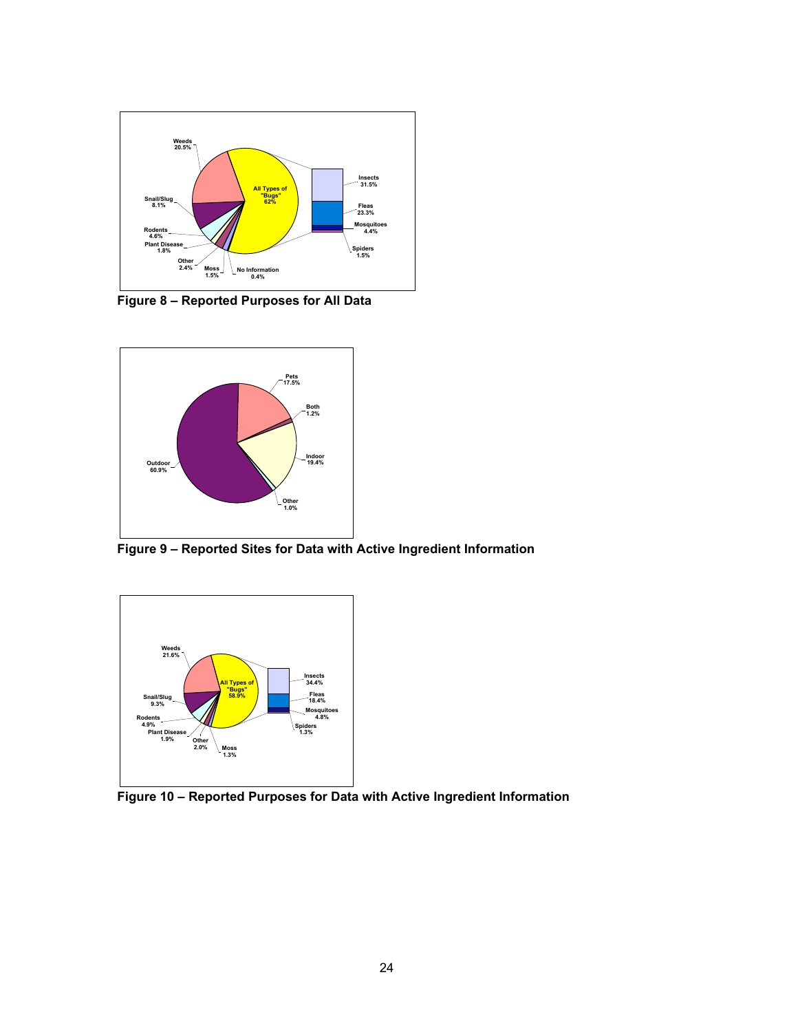Weeds
20.5%

All Types of
"Bugs"
62%

Insects
31.5%

Fleas
23.3%

Mosquitoes
4.4%

Spiders
1.5%

Snail/Slug
8.1%

Rodents
4.6%

Plant Disease
1.8%

Other
2.4%

Moss
1.5%

No Information
0.4%

**Figure 8 – Reported Purposes for All Data**

Pets
17.5%

Both
1.2%

Indoor
19.4%

Other
1.0%

Outdoor
60.9%

**Figure 9 – Reported Sites for Data with Active Ingredient Information**

Weeds
21.6%

All Types of
"Bugs"
58.9%

Insects
34.4%

Fleas
18.4%

Mosquitoes
4.8%

Spiders
1.3%

Snail/Slug
9.3%

Rodents
4.9%

Plant Disease
1.9%

Other
2.0%

Moss
1.3%

**Figure 10 – Reported Purposes for Data with Active Ingredient Information**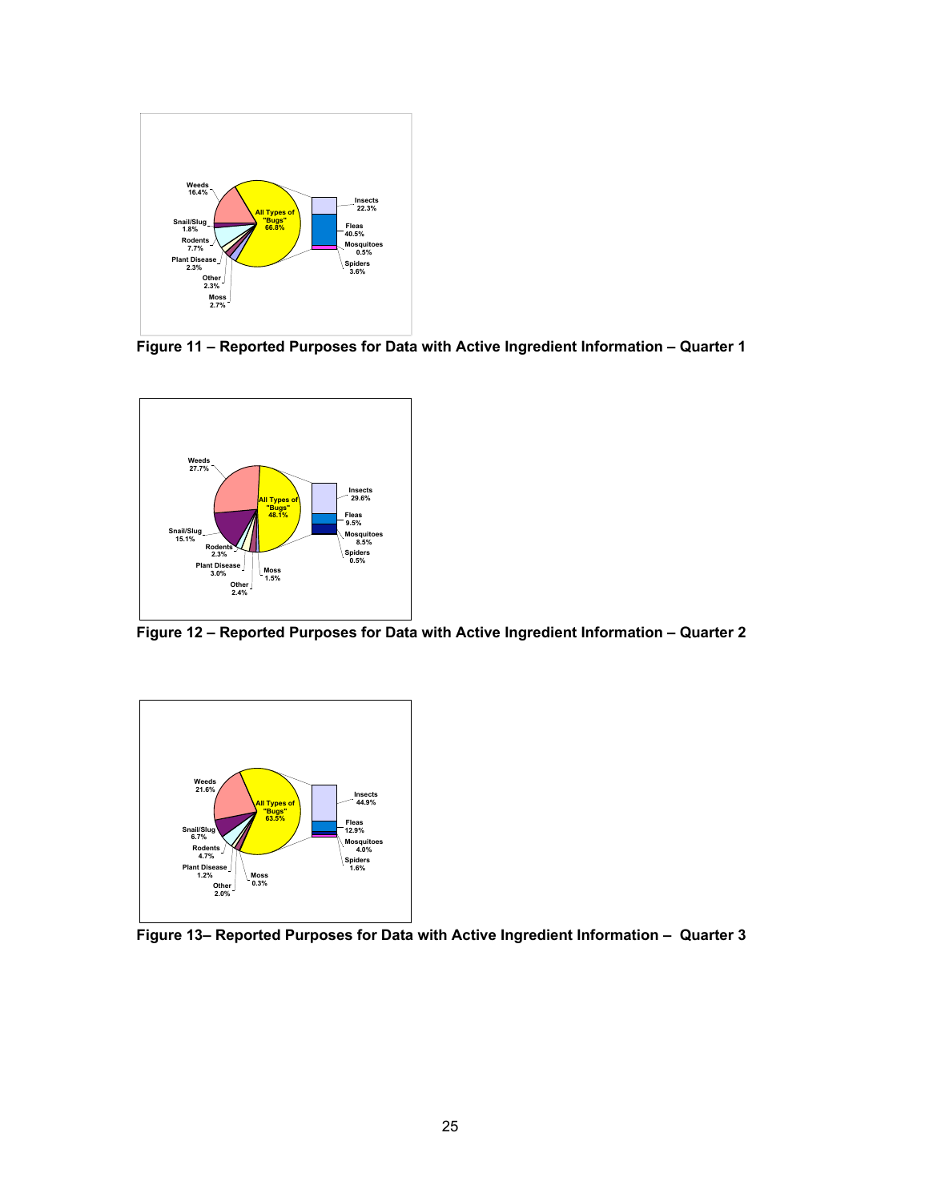Figure 11 – Reported Purposes for Data with Active Ingredient Information – Quarter 1

Figure 12 – Reported Purposes for Data with Active Ingredient Information – Quarter 2

Figure 13– Reported Purposes for Data with Active Ingredient Information – Quarter 3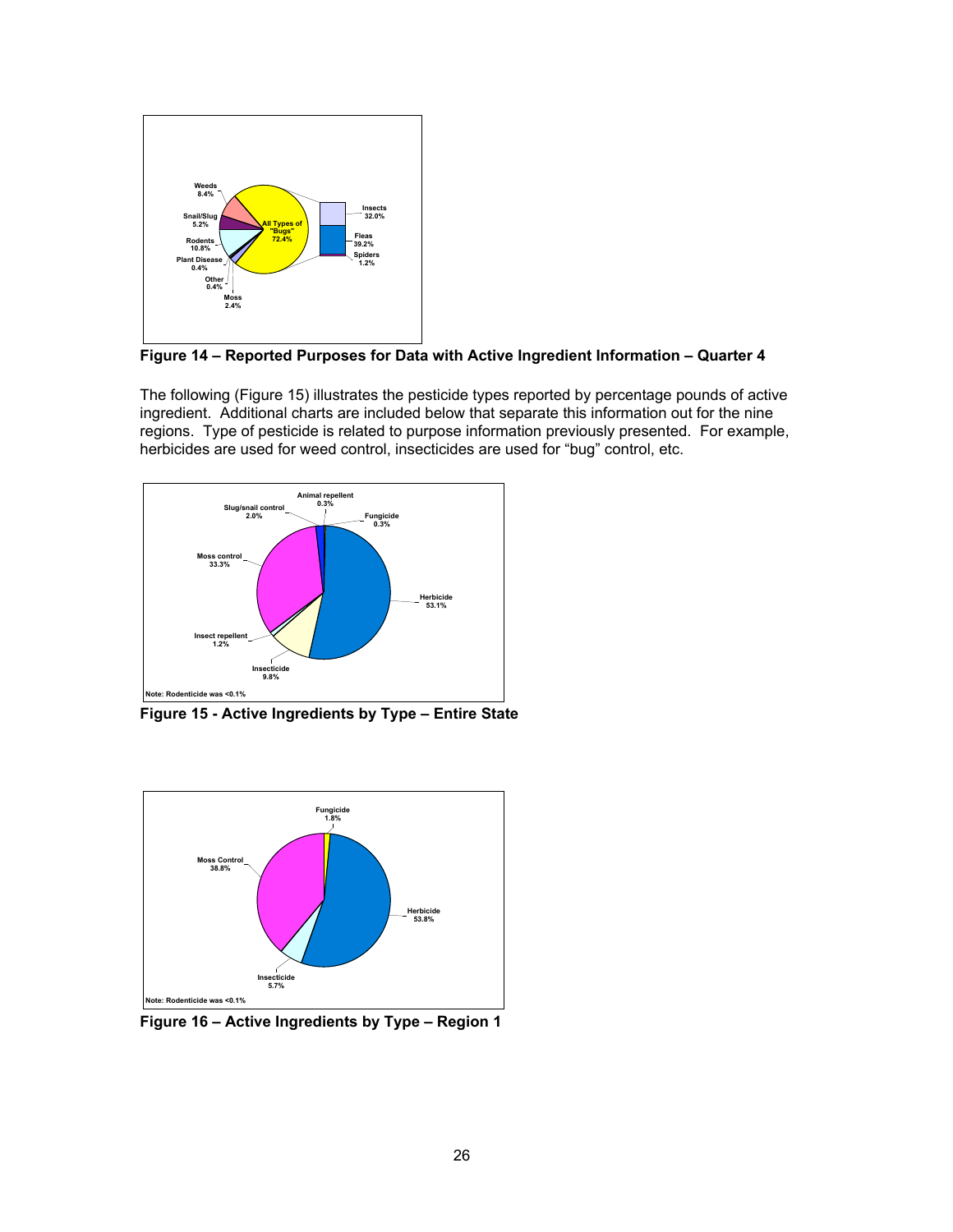Weeds
8.4%

Snail/Slug
5.2%

Rodents
10.8%

Plant Disease
0.4%

Other
0.4%

Moss
2.4%

All Types of "Bugs"
72.4%

Insects
32.0%

Fleas
39.2%

Spiders
1.2%

**Figure 14 – Reported Purposes for Data with Active Ingredient Information – Quarter 4**

The following (Figure 15) illustrates the pesticide types reported by percentage pounds of active ingredient. Additional charts are included below that separate this information out for the nine regions. Type of pesticide is related to purpose information previously presented. For example, herbicides are used for weed control, insecticides are used for "bug" control, etc.

Animal repellent
0.3%

Slug/snail control
2.0%

Fungicide
0.3%

Moss control
33.3%

Herbicide
53.1%

Insect repellent
1.2%

Insecticide
9.8%

Note: Rodenticide was <0.1%

**Figure 15 - Active Ingredients by Type – Entire State**

Fungicide
1.8%

Moss Control
38.8%

Herbicide
53.8%

Insecticide
5.7%

Note: Rodenticide was <0.1%

**Figure 16 – Active Ingredients by Type – Region 1**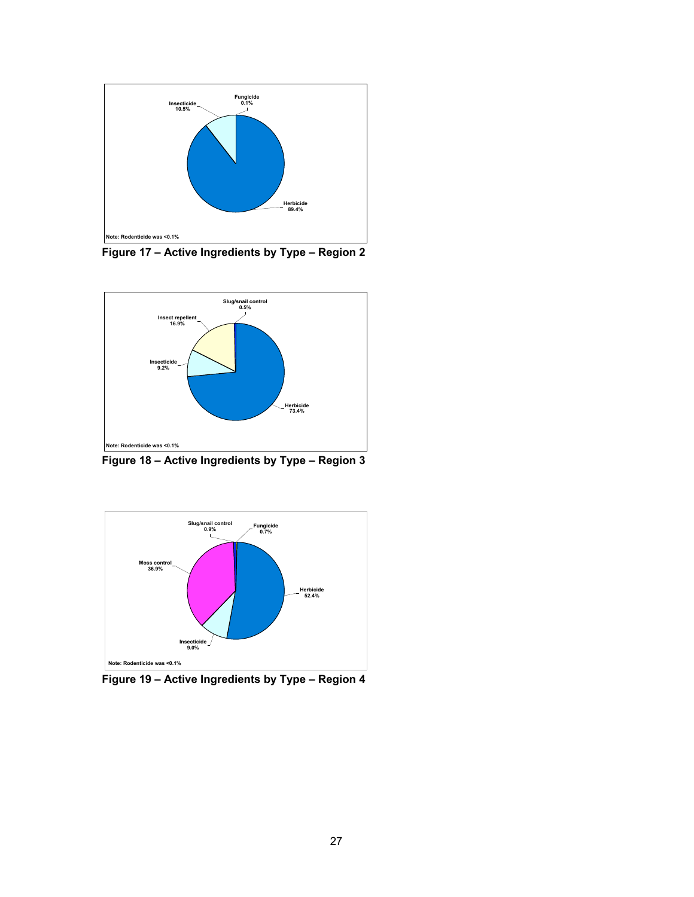Fungicide
0.1%

Insecticide
10.5%

Herbicide
89.4%

Note: Rodenticide was <0.1%

**Figure 17 – Active Ingredients by Type – Region 2**

Slug/snail control
0.5%

Insect repellent
16.9%

Insecticide
9.2%

Herbicide
73.4%

Note: Rodenticide was <0.1%

**Figure 18 – Active Ingredients by Type – Region 3**

Slug/snail control
0.9%

Fungicide
0.7%

Moss control
36.9%

Herbicide
52.4%

Insecticide
9.0%

Note: Rodenticide was <0.1%

**Figure 19 – Active Ingredients by Type – Region 4**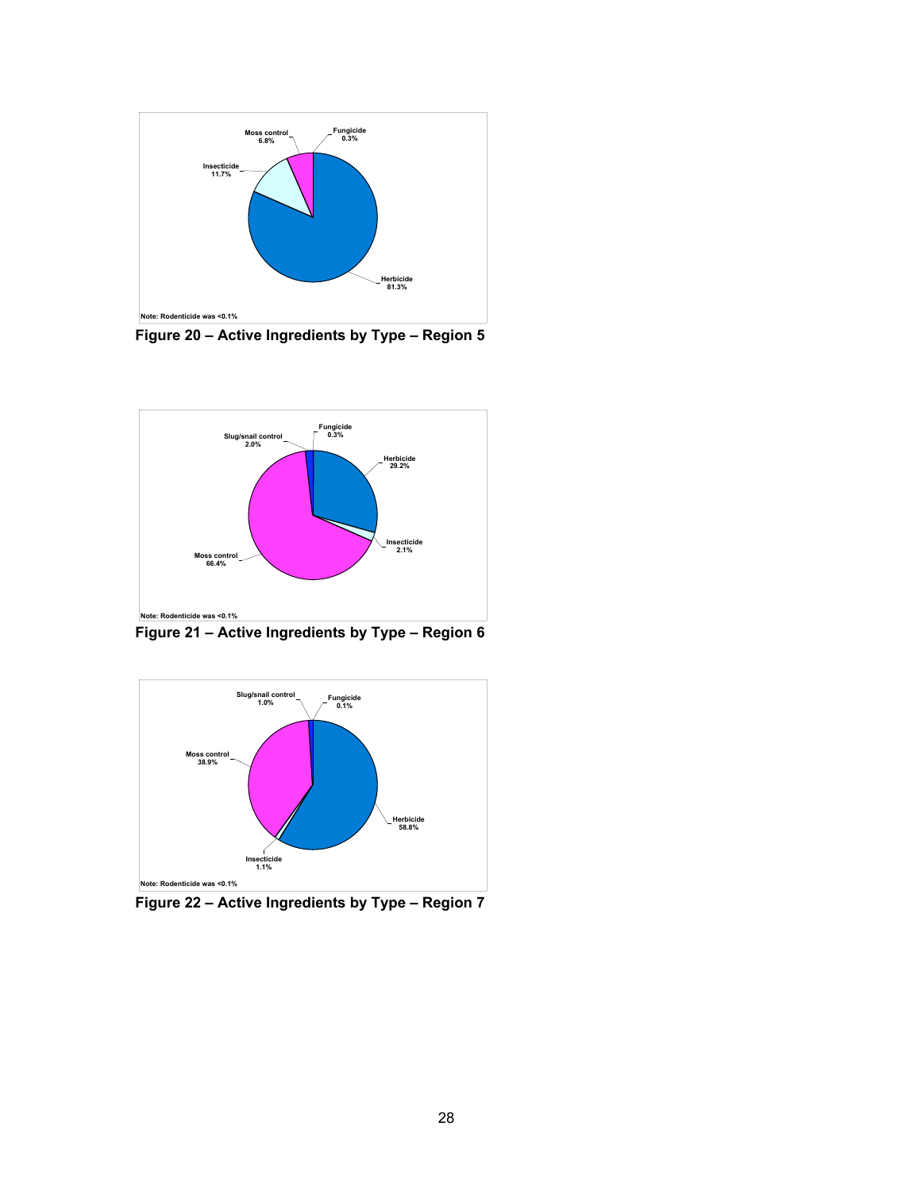Moss control
6.8%

Fungicide
0.3%

Insecticide
11.7%

Herbicide
81.3%

Note: Rodenticide was <0.1%

**Figure 20 – Active Ingredients by Type – Region 5**

Slug/snail control
2.0%

Fungicide
0.3%

Herbicide
29.2%

Insecticide
2.1%

Moss control
66.4%

Note: Rodenticide was <0.1%

**Figure 21 – Active Ingredients by Type – Region 6**

Slug/snail control
1.0%

Fungicide
0.1%

Moss control
38.9%

Herbicide
58.8%

Insecticide
1.1%

Note: Rodenticide was <0.1%

**Figure 22 – Active Ingredients by Type – Region 7**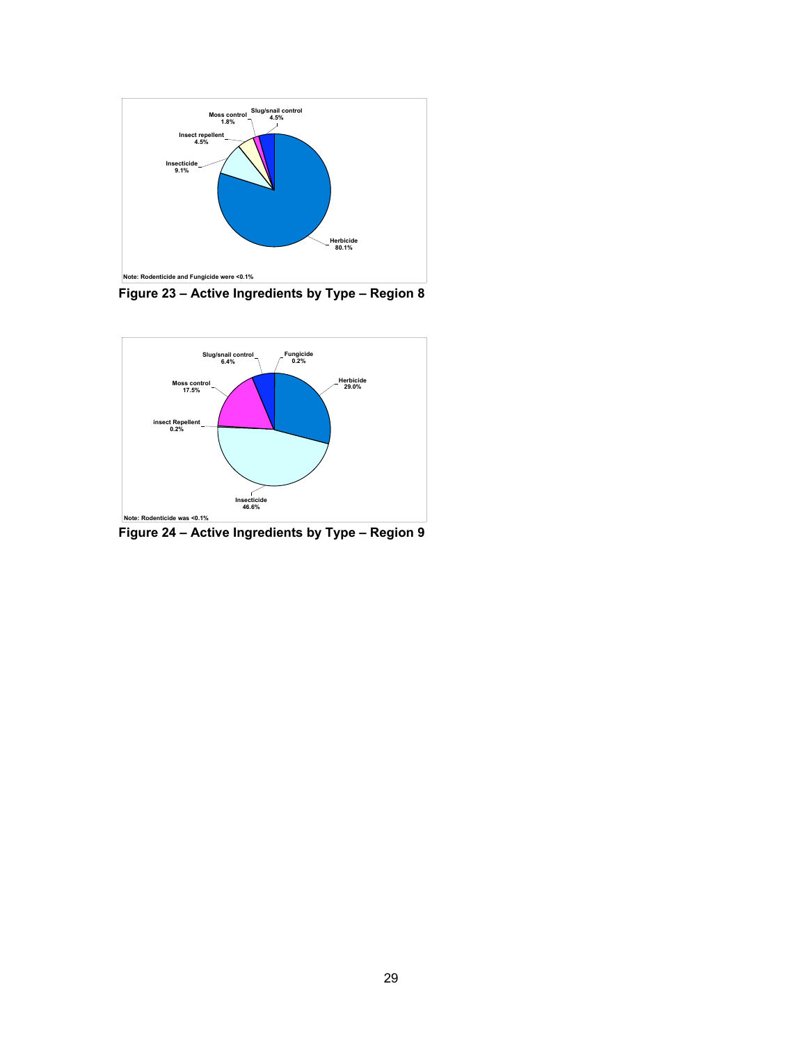Moss control
1.8%

Slug/snail control
4.5%

Insect repellent
4.5%

Insecticide
9.1%

Herbicide
80.1%

Note: Rodenticide and Fungicide were <0.1%

**Figure 23 – Active Ingredients by Type – Region 8**

Slug/snail control
6.4%

Fungicide
0.2%

Herbicide
29.0%

Moss control
17.5%

insect Repellent
0.2%

Insecticide
46.6%

Note: Rodenticide was <0.1%

**Figure 24 – Active Ingredients by Type – Region 9**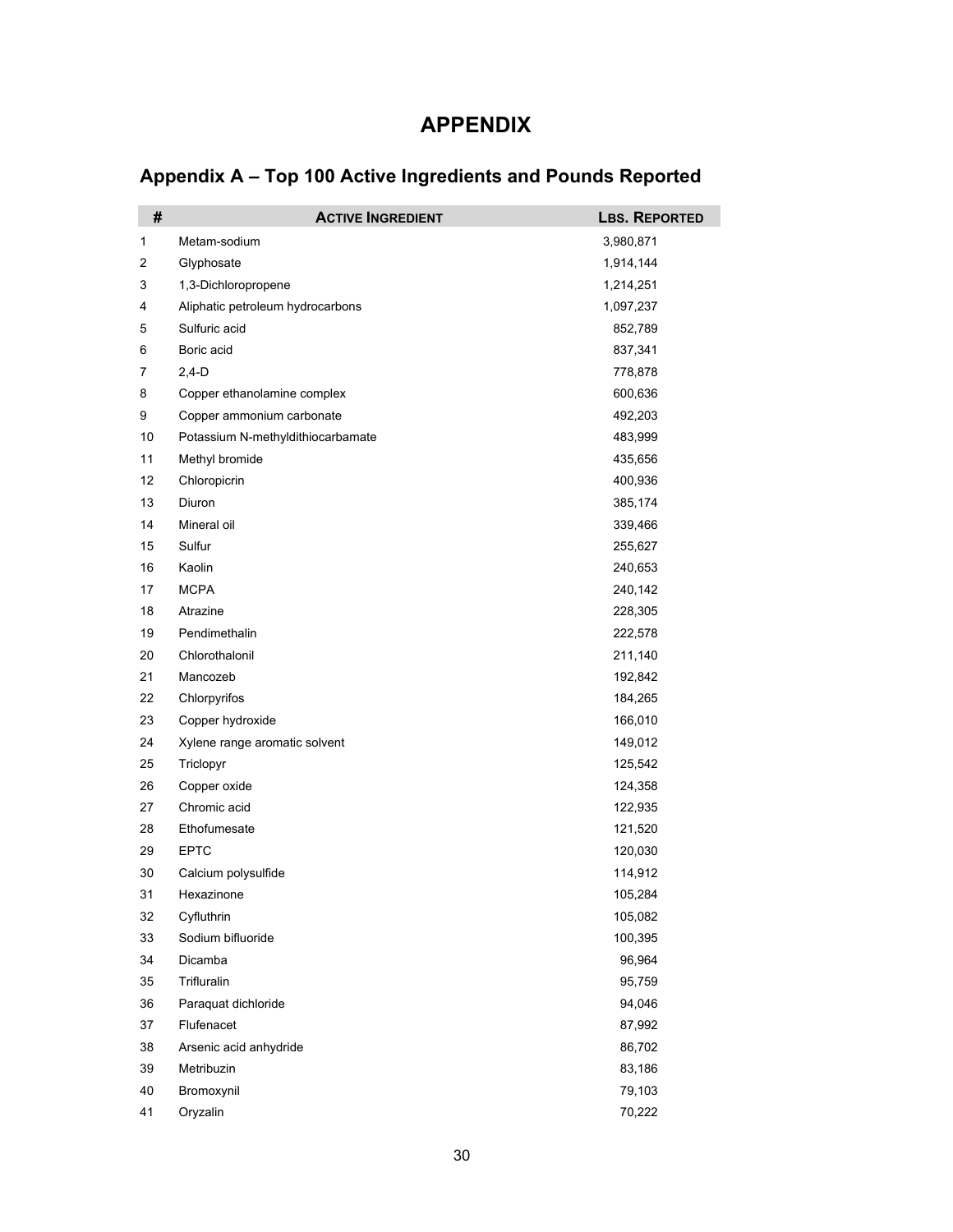# APPENDIX

## Appendix A – Top 100 Active Ingredients and Pounds Reported

| # | Active Ingredient | Lbs. Reported |
|---|---|---|
| 1 | Metam-sodium | 3,980,871 |
| 2 | Glyphosate | 1,914,144 |
| 3 | 1,3-Dichloropropene | 1,214,251 |
| 4 | Aliphatic petroleum hydrocarbons | 1,097,237 |
| 5 | Sulfuric acid | 852,789 |
| 6 | Boric acid | 837,341 |
| 7 | 2,4-D | 778,878 |
| 8 | Copper ethanolamine complex | 600,636 |
| 9 | Copper ammonium carbonate | 492,203 |
| 10 | Potassium N-methyldithiocarbamate | 483,999 |
| 11 | Methyl bromide | 435,656 |
| 12 | Chloropicrin | 400,936 |
| 13 | Diuron | 385,174 |
| 14 | Mineral oil | 339,466 |
| 15 | Sulfur | 255,627 |
| 16 | Kaolin | 240,653 |
| 17 | MCPA | 240,142 |
| 18 | Atrazine | 228,305 |
| 19 | Pendimethalin | 222,578 |
| 20 | Chlorothalonil | 211,140 |
| 21 | Mancozeb | 192,842 |
| 22 | Chlorpyrifos | 184,265 |
| 23 | Copper hydroxide | 166,010 |
| 24 | Xylene range aromatic solvent | 149,012 |
| 25 | Triclopyr | 125,542 |
| 26 | Copper oxide | 124,358 |
| 27 | Chromic acid | 122,935 |
| 28 | Ethofumesate | 121,520 |
| 29 | EPTC | 120,030 |
| 30 | Calcium polysulfide | 114,912 |
| 31 | Hexazinone | 105,284 |
| 32 | Cyfluthrin | 105,082 |
| 33 | Sodium bifluoride | 100,395 |
| 34 | Dicamba | 96,964 |
| 35 | Trifluralin | 95,759 |
| 36 | Paraquat dichloride | 94,046 |
| 37 | Flufenacet | 87,992 |
| 38 | Arsenic acid anhydride | 86,702 |
| 39 | Metribuzin | 83,186 |
| 40 | Bromoxynil | 79,103 |
| 41 | Oryzalin | 70,222 |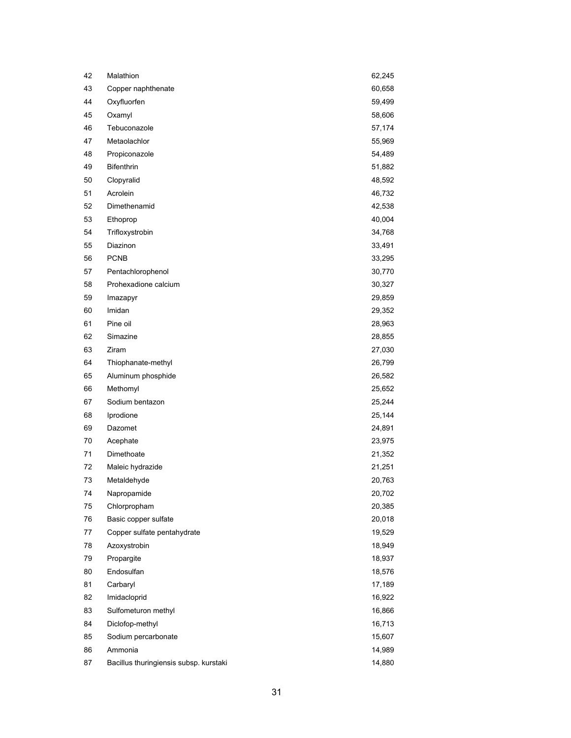| | | |
|---|---|---|
| 42 | Malathion | 62,245 |
| 43 | Copper naphthenate | 60,658 |
| 44 | Oxyfluorfen | 59,499 |
| 45 | Oxamyl | 58,606 |
| 46 | Tebuconazole | 57,174 |
| 47 | Metaolachlor | 55,969 |
| 48 | Propiconazole | 54,489 |
| 49 | Bifenthrin | 51,882 |
| 50 | Clopyralid | 48,592 |
| 51 | Acrolein | 46,732 |
| 52 | Dimethenamid | 42,538 |
| 53 | Ethoprop | 40,004 |
| 54 | Trifloxystrobin | 34,768 |
| 55 | Diazinon | 33,491 |
| 56 | PCNB | 33,295 |
| 57 | Pentachlorophenol | 30,770 |
| 58 | Prohexadione calcium | 30,327 |
| 59 | Imazapyr | 29,859 |
| 60 | Imidan | 29,352 |
| 61 | Pine oil | 28,963 |
| 62 | Simazine | 28,855 |
| 63 | Ziram | 27,030 |
| 64 | Thiophanate-methyl | 26,799 |
| 65 | Aluminum phosphide | 26,582 |
| 66 | Methomyl | 25,652 |
| 67 | Sodium bentazon | 25,244 |
| 68 | Iprodione | 25,144 |
| 69 | Dazomet | 24,891 |
| 70 | Acephate | 23,975 |
| 71 | Dimethoate | 21,352 |
| 72 | Maleic hydrazide | 21,251 |
| 73 | Metaldehyde | 20,763 |
| 74 | Napropamide | 20,702 |
| 75 | Chlorpropham | 20,385 |
| 76 | Basic copper sulfate | 20,018 |
| 77 | Copper sulfate pentahydrate | 19,529 |
| 78 | Azoxystrobin | 18,949 |
| 79 | Propargite | 18,937 |
| 80 | Endosulfan | 18,576 |
| 81 | Carbaryl | 17,189 |
| 82 | Imidacloprid | 16,922 |
| 83 | Sulfometuron methyl | 16,866 |
| 84 | Diclofop-methyl | 16,713 |
| 85 | Sodium percarbonate | 15,607 |
| 86 | Ammonia | 14,989 |
| 87 | Bacillus thuringiensis subsp. kurstaki | 14,880 |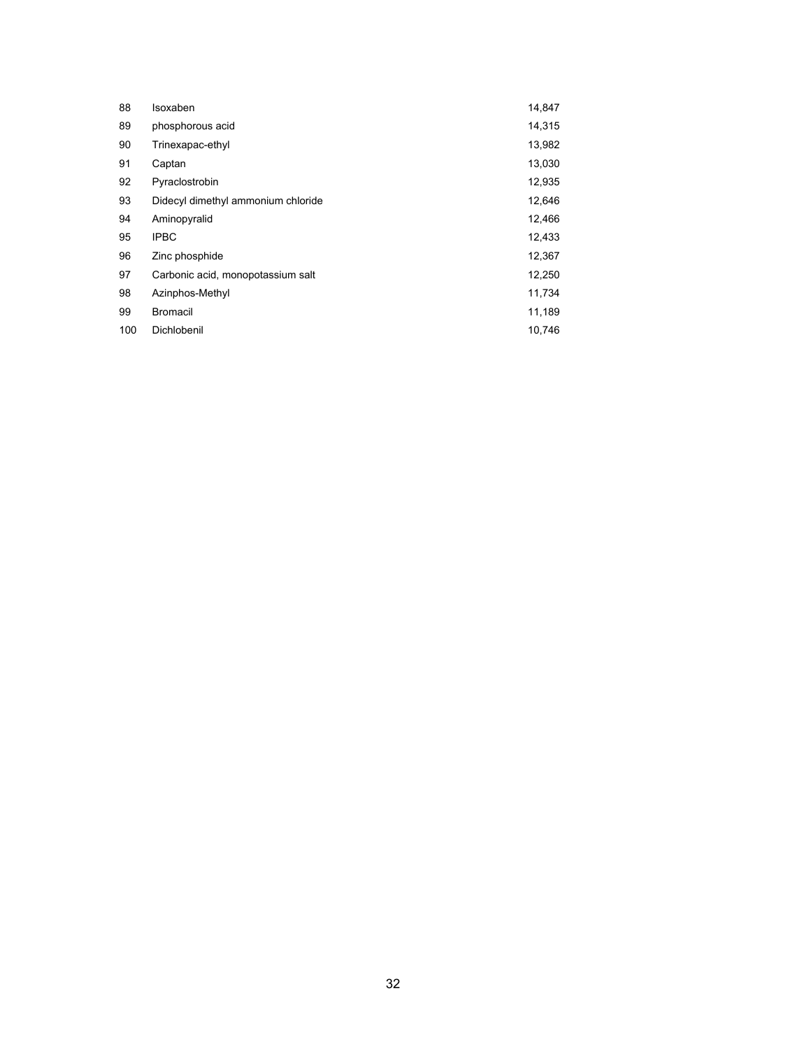| | | |
|---|---|---|
| 88 | Isoxaben | 14,847 |
| 89 | phosphorous acid | 14,315 |
| 90 | Trinexapac-ethyl | 13,982 |
| 91 | Captan | 13,030 |
| 92 | Pyraclostrobin | 12,935 |
| 93 | Didecyl dimethyl ammonium chloride | 12,646 |
| 94 | Aminopyralid | 12,466 |
| 95 | IPBC | 12,433 |
| 96 | Zinc phosphide | 12,367 |
| 97 | Carbonic acid, monopotassium salt | 12,250 |
| 98 | Azinphos-Methyl | 11,734 |
| 99 | Bromacil | 11,189 |
| 100 | Dichlobenil | 10,746 |